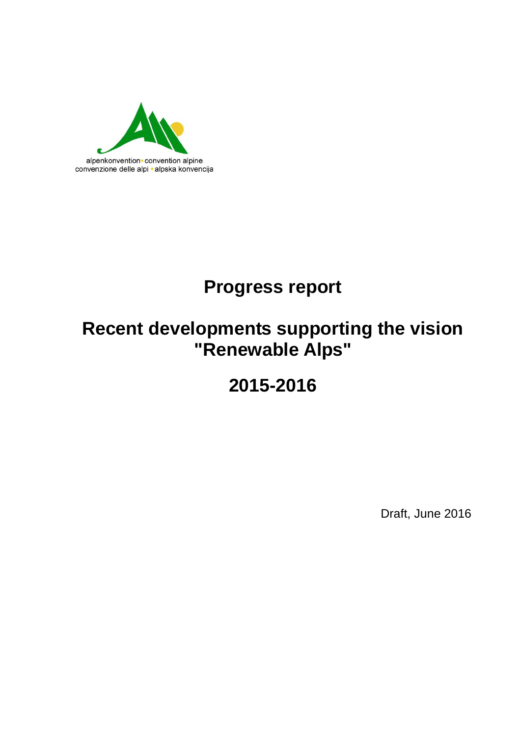alpenkonvention • convention alpine
convenzione delle alpi • alpska konvencija

# Progress report

# Recent developments supporting the vision "Renewable Alps"

# 2015-2016

Draft, June 2016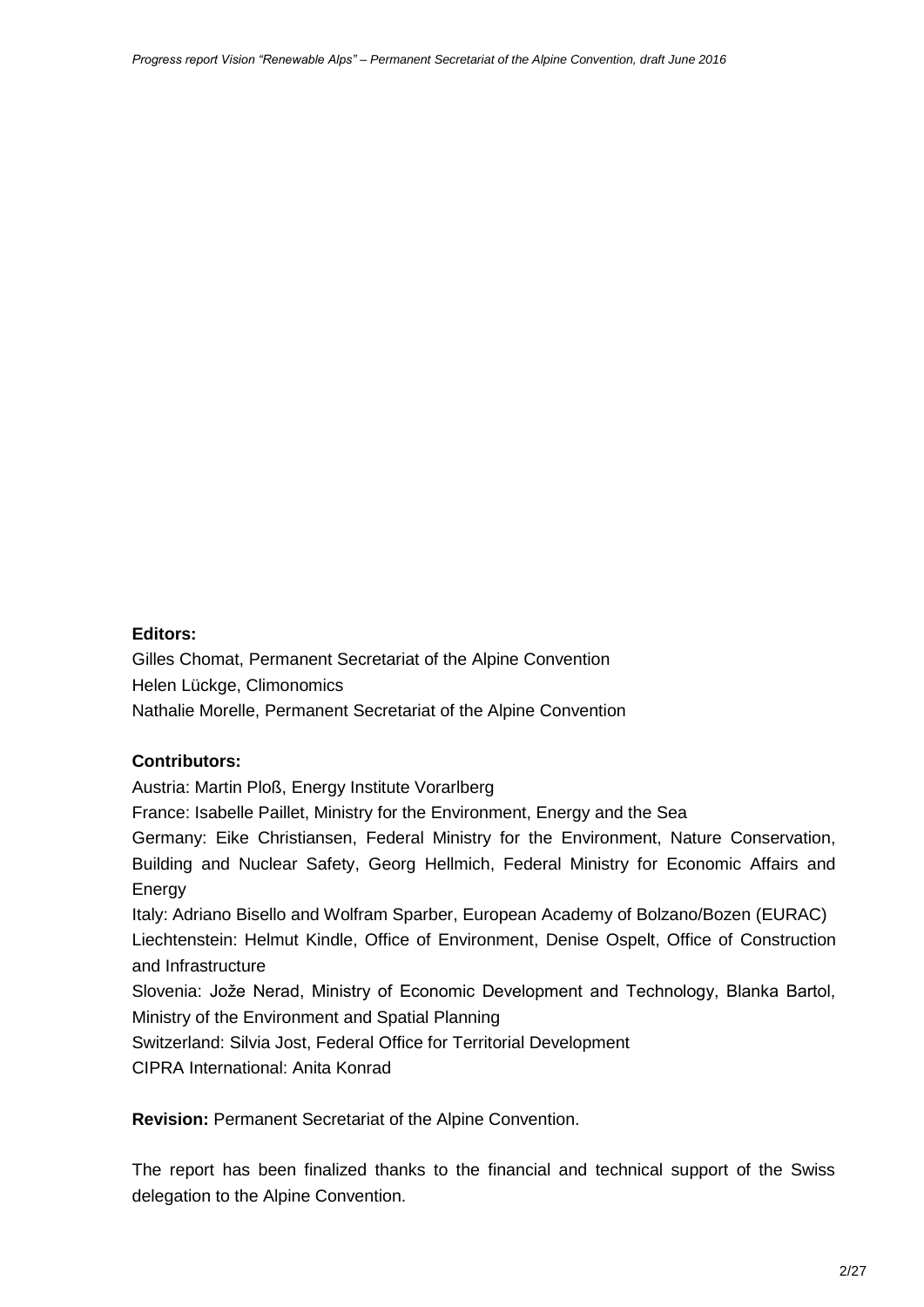**Editors:**

Gilles Chomat, Permanent Secretariat of the Alpine Convention
Helen Lückge, Climonomics
Nathalie Morelle, Permanent Secretariat of the Alpine Convention

**Contributors:**

Austria: Martin Ploß, Energy Institute Vorarlberg
France: Isabelle Paillet, Ministry for the Environment, Energy and the Sea
Germany: Eike Christiansen, Federal Ministry for the Environment, Nature Conservation, Building and Nuclear Safety, Georg Hellmich, Federal Ministry for Economic Affairs and Energy
Italy: Adriano Bisello and Wolfram Sparber, European Academy of Bolzano/Bozen (EURAC)
Liechtenstein: Helmut Kindle, Office of Environment, Denise Ospelt, Office of Construction and Infrastructure
Slovenia: Jože Nerad, Ministry of Economic Development and Technology, Blanka Bartol, Ministry of the Environment and Spatial Planning
Switzerland: Silvia Jost, Federal Office for Territorial Development
CIPRA International: Anita Konrad

**Revision:** Permanent Secretariat of the Alpine Convention.

The report has been finalized thanks to the financial and technical support of the Swiss delegation to the Alpine Convention.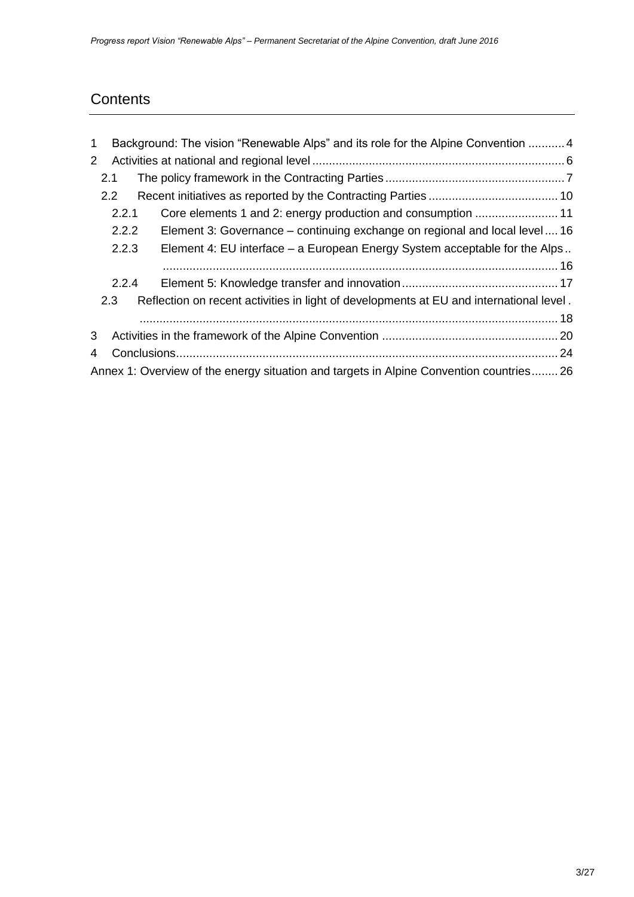## Contents

1 Background: The vision "Renewable Alps" and its role for the Alpine Convention ........... 4

2 Activities at national and regional level ........................................................................... 6

2.1 The policy framework in the Contracting Parties ...................................................... 7

2.2 Recent initiatives as reported by the Contracting Parties ....................................... 10

2.2.1 Core elements 1 and 2: energy production and consumption ......................... 11

2.2.2 Element 3: Governance – continuing exchange on regional and local level .... 16

2.2.3 Element 4: EU interface – a European Energy System acceptable for the Alps .. ...................................................................................................................... 16

2.2.4 Element 5: Knowledge transfer and innovation ............................................... 17

2.3 Reflection on recent activities in light of developments at EU and international level . ............................................................................................................................. 18

3 Activities in the framework of the Alpine Convention ..................................................... 20

4 Conclusions .................................................................................................................. 24

Annex 1: Overview of the energy situation and targets in Alpine Convention countries ........ 26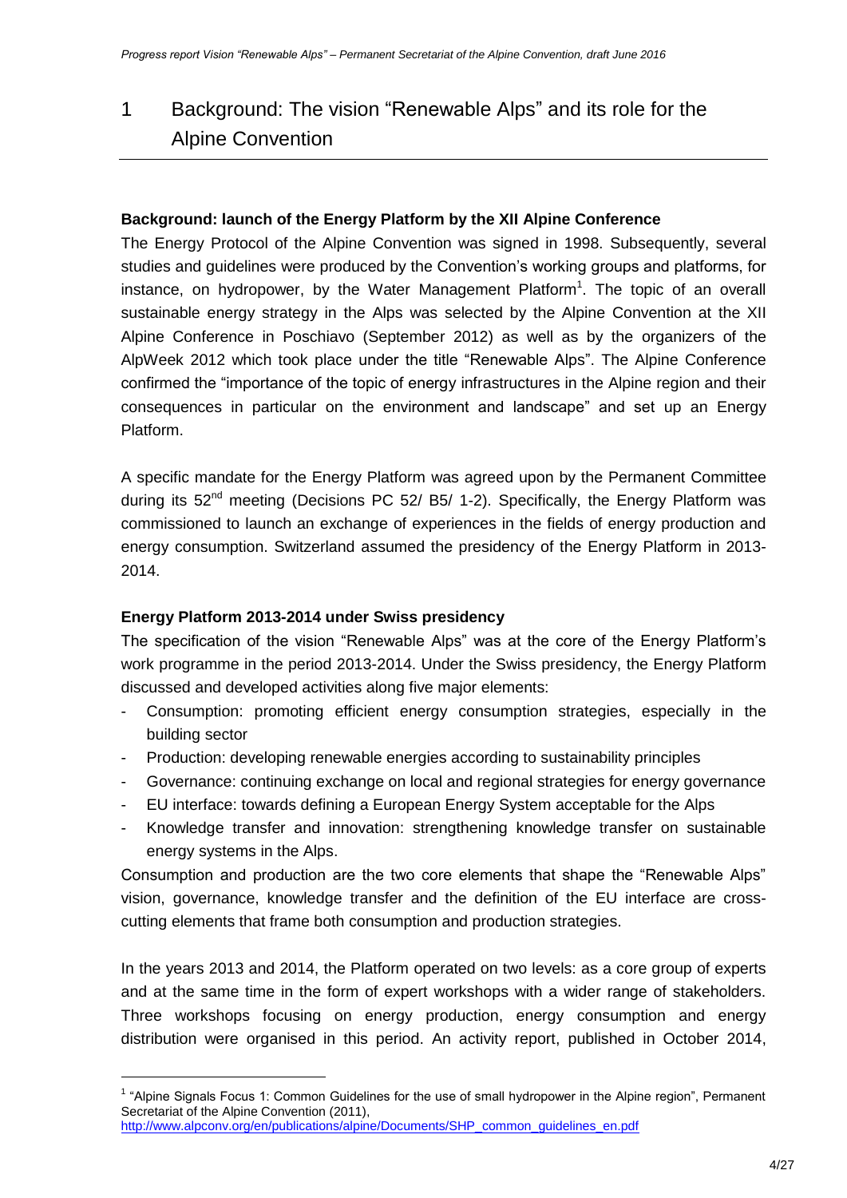# 1 Background: The vision "Renewable Alps" and its role for the Alpine Convention

**Background: launch of the Energy Platform by the XII Alpine Conference**

The Energy Protocol of the Alpine Convention was signed in 1998. Subsequently, several studies and guidelines were produced by the Convention's working groups and platforms, for instance, on hydropower, by the Water Management Platform[1]. The topic of an overall sustainable energy strategy in the Alps was selected by the Alpine Convention at the XII Alpine Conference in Poschiavo (September 2012) as well as by the organizers of the AlpWeek 2012 which took place under the title "Renewable Alps". The Alpine Conference confirmed the "importance of the topic of energy infrastructures in the Alpine region and their consequences in particular on the environment and landscape" and set up an Energy Platform.

A specific mandate for the Energy Platform was agreed upon by the Permanent Committee during its 52nd meeting (Decisions PC 52/ B5/ 1-2). Specifically, the Energy Platform was commissioned to launch an exchange of experiences in the fields of energy production and energy consumption. Switzerland assumed the presidency of the Energy Platform in 2013-2014.

**Energy Platform 2013-2014 under Swiss presidency**

The specification of the vision "Renewable Alps" was at the core of the Energy Platform's work programme in the period 2013-2014. Under the Swiss presidency, the Energy Platform discussed and developed activities along five major elements:

- Consumption: promoting efficient energy consumption strategies, especially in the building sector
- Production: developing renewable energies according to sustainability principles
- Governance: continuing exchange on local and regional strategies for energy governance
- EU interface: towards defining a European Energy System acceptable for the Alps
- Knowledge transfer and innovation: strengthening knowledge transfer on sustainable energy systems in the Alps.

Consumption and production are the two core elements that shape the "Renewable Alps" vision, governance, knowledge transfer and the definition of the EU interface are cross-cutting elements that frame both consumption and production strategies.

In the years 2013 and 2014, the Platform operated on two levels: as a core group of experts and at the same time in the form of expert workshops with a wider range of stakeholders. Three workshops focusing on energy production, energy consumption and energy distribution were organised in this period. An activity report, published in October 2014,

[1] "Alpine Signals Focus 1: Common Guidelines for the use of small hydropower in the Alpine region", Permanent Secretariat of the Alpine Convention (2011), http://www.alpconv.org/en/publications/alpine/Documents/SHP_common_guidelines_en.pdf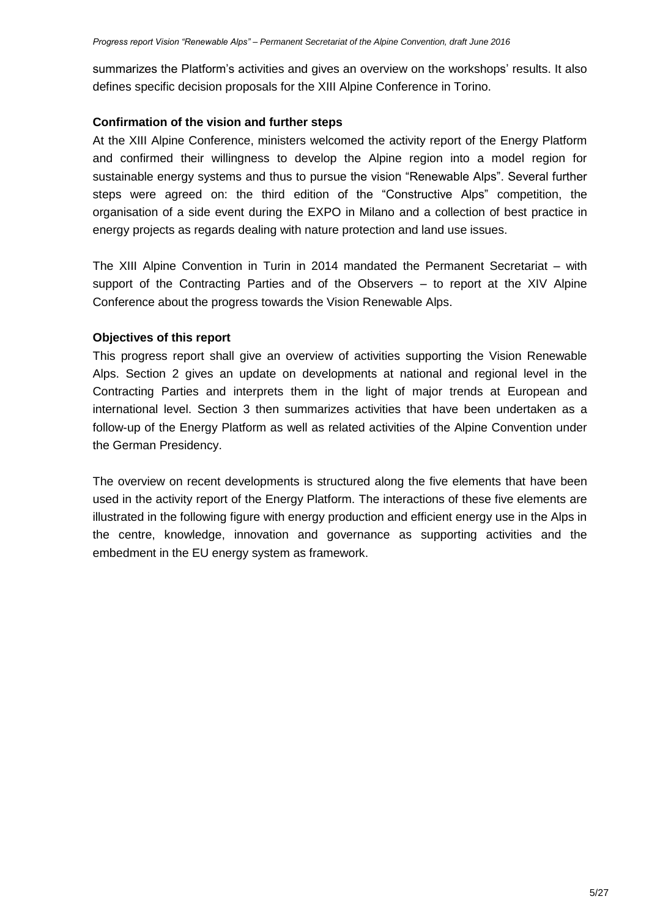summarizes the Platform's activities and gives an overview on the workshops' results. It also defines specific decision proposals for the XIII Alpine Conference in Torino.

**Confirmation of the vision and further steps**

At the XIII Alpine Conference, ministers welcomed the activity report of the Energy Platform and confirmed their willingness to develop the Alpine region into a model region for sustainable energy systems and thus to pursue the vision "Renewable Alps". Several further steps were agreed on: the third edition of the "Constructive Alps" competition, the organisation of a side event during the EXPO in Milano and a collection of best practice in energy projects as regards dealing with nature protection and land use issues.

The XIII Alpine Convention in Turin in 2014 mandated the Permanent Secretariat – with support of the Contracting Parties and of the Observers – to report at the XIV Alpine Conference about the progress towards the Vision Renewable Alps.

**Objectives of this report**

This progress report shall give an overview of activities supporting the Vision Renewable Alps. Section 2 gives an update on developments at national and regional level in the Contracting Parties and interprets them in the light of major trends at European and international level. Section 3 then summarizes activities that have been undertaken as a follow-up of the Energy Platform as well as related activities of the Alpine Convention under the German Presidency.

The overview on recent developments is structured along the five elements that have been used in the activity report of the Energy Platform. The interactions of these five elements are illustrated in the following figure with energy production and efficient energy use in the Alps in the centre, knowledge, innovation and governance as supporting activities and the embedment in the EU energy system as framework.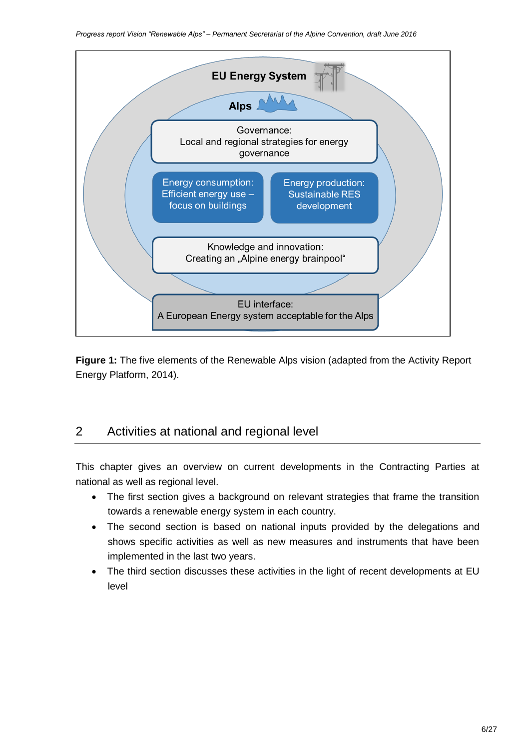EU Energy System

Alps

Governance:
Local and regional strategies for energy governance

Energy consumption:
Efficient energy use – focus on buildings

Energy production:
Sustainable RES development

Knowledge and innovation:
Creating an „Alpine energy brainpool"

EU interface:
A European Energy system acceptable for the Alps

**Figure 1:** The five elements of the Renewable Alps vision (adapted from the Activity Report Energy Platform, 2014).

## 2 Activities at national and regional level

This chapter gives an overview on current developments in the Contracting Parties at national as well as regional level.

- The first section gives a background on relevant strategies that frame the transition towards a renewable energy system in each country.
- The second section is based on national inputs provided by the delegations and shows specific activities as well as new measures and instruments that have been implemented in the last two years.
- The third section discusses these activities in the light of recent developments at EU level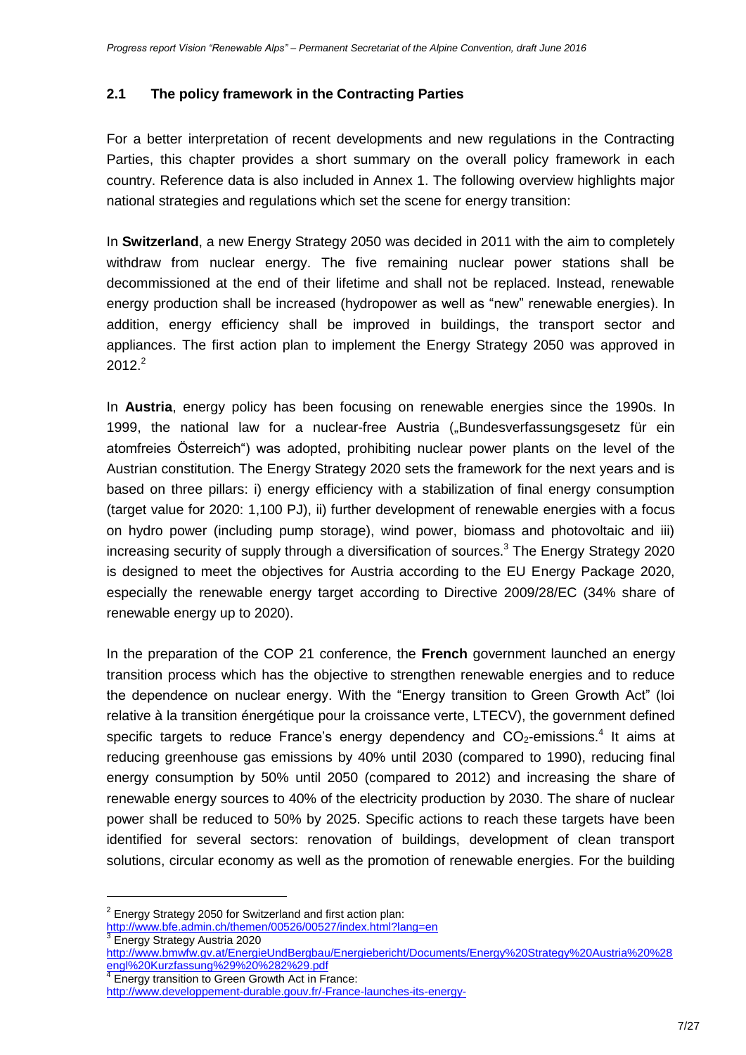## 2.1 The policy framework in the Contracting Parties

For a better interpretation of recent developments and new regulations in the Contracting Parties, this chapter provides a short summary on the overall policy framework in each country. Reference data is also included in Annex 1. The following overview highlights major national strategies and regulations which set the scene for energy transition:

In **Switzerland**, a new Energy Strategy 2050 was decided in 2011 with the aim to completely withdraw from nuclear energy. The five remaining nuclear power stations shall be decommissioned at the end of their lifetime and shall not be replaced. Instead, renewable energy production shall be increased (hydropower as well as "new" renewable energies). In addition, energy efficiency shall be improved in buildings, the transport sector and appliances. The first action plan to implement the Energy Strategy 2050 was approved in 2012.[2]

In **Austria**, energy policy has been focusing on renewable energies since the 1990s. In 1999, the national law for a nuclear-free Austria („Bundesverfassungsgesetz für ein atomfreies Österreich") was adopted, prohibiting nuclear power plants on the level of the Austrian constitution. The Energy Strategy 2020 sets the framework for the next years and is based on three pillars: i) energy efficiency with a stabilization of final energy consumption (target value for 2020: 1,100 PJ), ii) further development of renewable energies with a focus on hydro power (including pump storage), wind power, biomass and photovoltaic and iii) increasing security of supply through a diversification of sources.[3] The Energy Strategy 2020 is designed to meet the objectives for Austria according to the EU Energy Package 2020, especially the renewable energy target according to Directive 2009/28/EC (34% share of renewable energy up to 2020).

In the preparation of the COP 21 conference, the **French** government launched an energy transition process which has the objective to strengthen renewable energies and to reduce the dependence on nuclear energy. With the "Energy transition to Green Growth Act" (loi relative à la transition énergétique pour la croissance verte, LTECV), the government defined specific targets to reduce France's energy dependency and $CO_2$-emissions.[4] It aims at reducing greenhouse gas emissions by 40% until 2030 (compared to 1990), reducing final energy consumption by 50% until 2050 (compared to 2012) and increasing the share of renewable energy sources to 40% of the electricity production by 2030. The share of nuclear power shall be reduced to 50% by 2025. Specific actions to reach these targets have been identified for several sectors: renovation of buildings, development of clean transport solutions, circular economy as well as the promotion of renewable energies. For the building

---

[2] Energy Strategy 2050 for Switzerland and first action plan: http://www.bfe.admin.ch/themen/00526/00527/index.html?lang=en

[3] Energy Strategy Austria 2020 http://www.bmwfw.gv.at/EnergieUndBergbau/Energiebericht/Documents/Energy%20Strategy%20Austria%20%28engl%20Kurzfassung%29%20%282%29.pdf

[4] Energy transition to Green Growth Act in France: http://www.developpement-durable.gouv.fr/-France-launches-its-energy-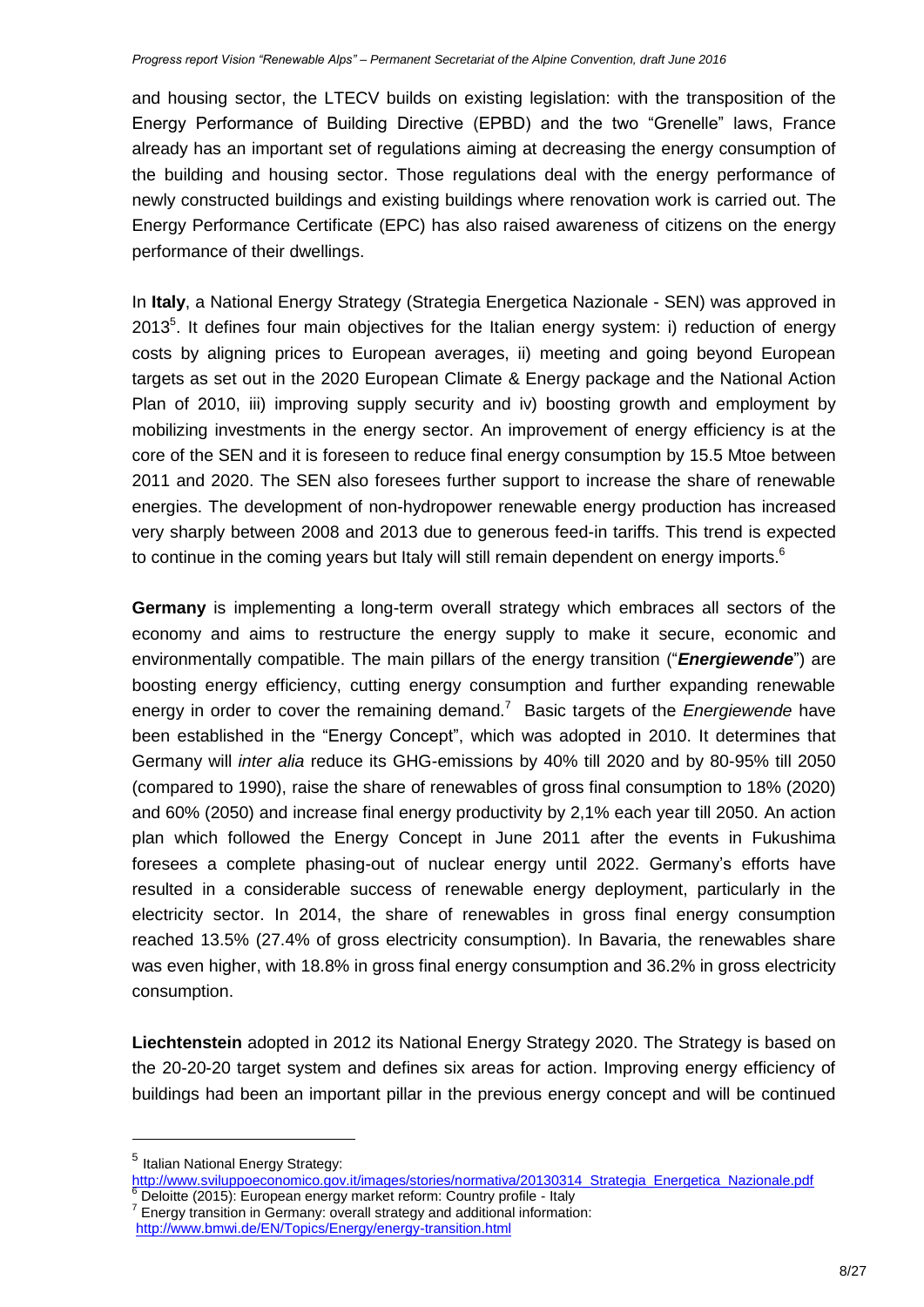and housing sector, the LTECV builds on existing legislation: with the transposition of the Energy Performance of Building Directive (EPBD) and the two "Grenelle" laws, France already has an important set of regulations aiming at decreasing the energy consumption of the building and housing sector. Those regulations deal with the energy performance of newly constructed buildings and existing buildings where renovation work is carried out. The Energy Performance Certificate (EPC) has also raised awareness of citizens on the energy performance of their dwellings.

In **Italy**, a National Energy Strategy (Strategia Energetica Nazionale - SEN) was approved in 2013[5]. It defines four main objectives for the Italian energy system: i) reduction of energy costs by aligning prices to European averages, ii) meeting and going beyond European targets as set out in the 2020 European Climate & Energy package and the National Action Plan of 2010, iii) improving supply security and iv) boosting growth and employment by mobilizing investments in the energy sector. An improvement of energy efficiency is at the core of the SEN and it is foreseen to reduce final energy consumption by 15.5 Mtoe between 2011 and 2020. The SEN also foresees further support to increase the share of renewable energies. The development of non-hydropower renewable energy production has increased very sharply between 2008 and 2013 due to generous feed-in tariffs. This trend is expected to continue in the coming years but Italy will still remain dependent on energy imports.[6]

**Germany** is implementing a long-term overall strategy which embraces all sectors of the economy and aims to restructure the energy supply to make it secure, economic and environmentally compatible. The main pillars of the energy transition ("***Energiewende***") are boosting energy efficiency, cutting energy consumption and further expanding renewable energy in order to cover the remaining demand.[7] Basic targets of the *Energiewende* have been established in the "Energy Concept", which was adopted in 2010. It determines that Germany will *inter alia* reduce its GHG-emissions by 40% till 2020 and by 80-95% till 2050 (compared to 1990), raise the share of renewables of gross final consumption to 18% (2020) and 60% (2050) and increase final energy productivity by 2,1% each year till 2050. An action plan which followed the Energy Concept in June 2011 after the events in Fukushima foresees a complete phasing-out of nuclear energy until 2022. Germany's efforts have resulted in a considerable success of renewable energy deployment, particularly in the electricity sector. In 2014, the share of renewables in gross final energy consumption reached 13.5% (27.4% of gross electricity consumption). In Bavaria, the renewables share was even higher, with 18.8% in gross final energy consumption and 36.2% in gross electricity consumption.

**Liechtenstein** adopted in 2012 its National Energy Strategy 2020. The Strategy is based on the 20-20-20 target system and defines six areas for action. Improving energy efficiency of buildings had been an important pillar in the previous energy concept and will be continued

---

[5] Italian National Energy Strategy: http://www.sviluppoeconomico.gov.it/images/stories/normativa/20130314_Strategia_Energetica_Nazionale.pdf

[6] Deloitte (2015): European energy market reform: Country profile - Italy

[7] Energy transition in Germany: overall strategy and additional information: http://www.bmwi.de/EN/Topics/Energy/energy-transition.html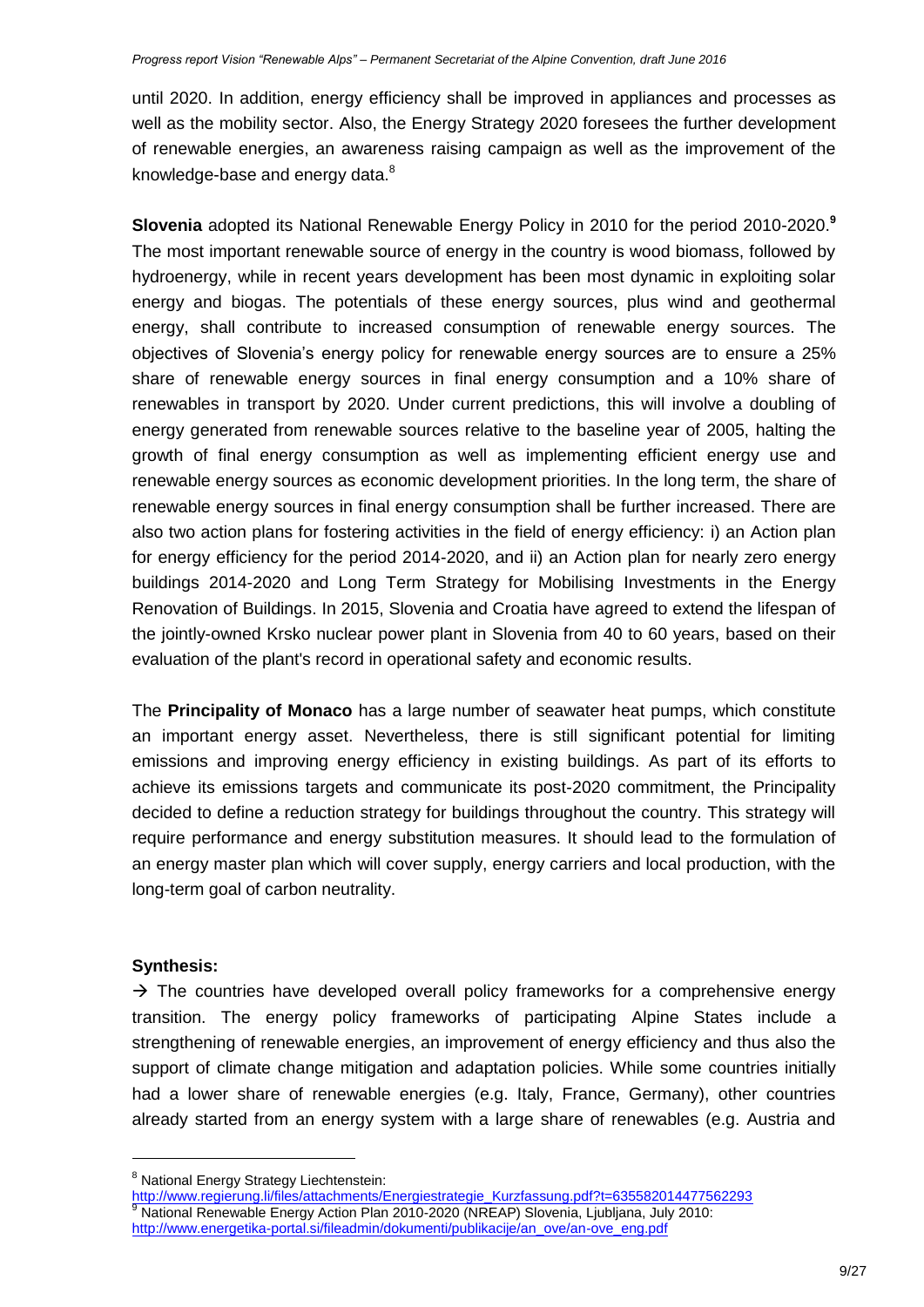until 2020. In addition, energy efficiency shall be improved in appliances and processes as well as the mobility sector. Also, the Energy Strategy 2020 foresees the further development of renewable energies, an awareness raising campaign as well as the improvement of the knowledge-base and energy data.[8]

**Slovenia** adopted its National Renewable Energy Policy in 2010 for the period 2010-2020.[9] The most important renewable source of energy in the country is wood biomass, followed by hydroenergy, while in recent years development has been most dynamic in exploiting solar energy and biogas. The potentials of these energy sources, plus wind and geothermal energy, shall contribute to increased consumption of renewable energy sources. The objectives of Slovenia's energy policy for renewable energy sources are to ensure a 25% share of renewable energy sources in final energy consumption and a 10% share of renewables in transport by 2020. Under current predictions, this will involve a doubling of energy generated from renewable sources relative to the baseline year of 2005, halting the growth of final energy consumption as well as implementing efficient energy use and renewable energy sources as economic development priorities. In the long term, the share of renewable energy sources in final energy consumption shall be further increased. There are also two action plans for fostering activities in the field of energy efficiency: i) an Action plan for energy efficiency for the period 2014-2020, and ii) an Action plan for nearly zero energy buildings 2014-2020 and Long Term Strategy for Mobilising Investments in the Energy Renovation of Buildings. In 2015, Slovenia and Croatia have agreed to extend the lifespan of the jointly-owned Krsko nuclear power plant in Slovenia from 40 to 60 years, based on their evaluation of the plant's record in operational safety and economic results.

The **Principality of Monaco** has a large number of seawater heat pumps, which constitute an important energy asset. Nevertheless, there is still significant potential for limiting emissions and improving energy efficiency in existing buildings. As part of its efforts to achieve its emissions targets and communicate its post-2020 commitment, the Principality decided to define a reduction strategy for buildings throughout the country. This strategy will require performance and energy substitution measures. It should lead to the formulation of an energy master plan which will cover supply, energy carriers and local production, with the long-term goal of carbon neutrality.

**Synthesis:**

→ The countries have developed overall policy frameworks for a comprehensive energy transition. The energy policy frameworks of participating Alpine States include a strengthening of renewable energies, an improvement of energy efficiency and thus also the support of climate change mitigation and adaptation policies. While some countries initially had a lower share of renewable energies (e.g. Italy, France, Germany), other countries already started from an energy system with a large share of renewables (e.g. Austria and

---

[8] National Energy Strategy Liechtenstein: http://www.regierung.li/files/attachments/Energiestrategie_Kurzfassung.pdf?t=635582014477562293

[9] National Renewable Energy Action Plan 2010-2020 (NREAP) Slovenia, Ljubljana, July 2010: http://www.energetika-portal.si/fileadmin/dokumenti/publikacije/an_ove/an-ove_eng.pdf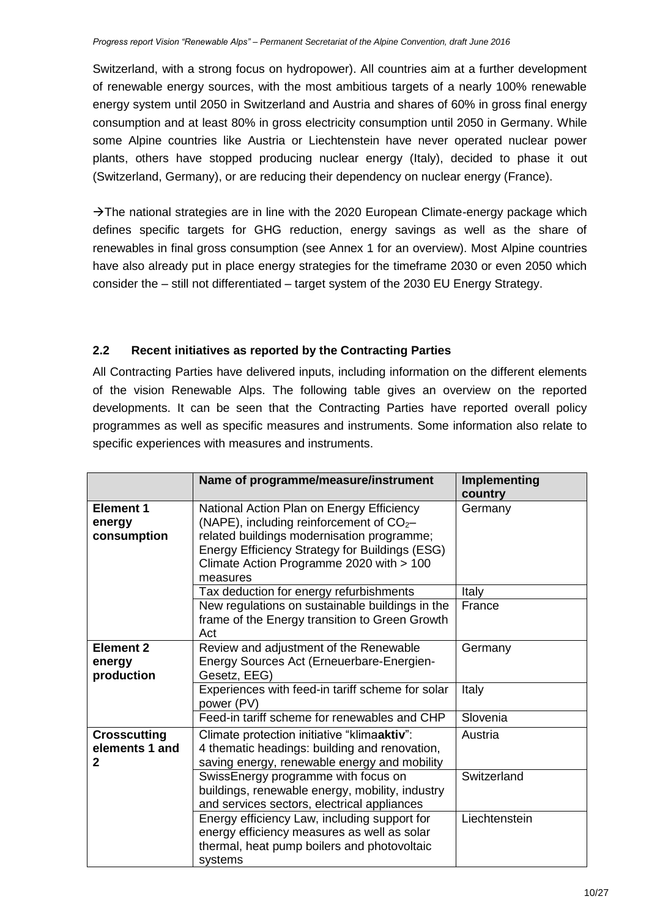Switzerland, with a strong focus on hydropower). All countries aim at a further development of renewable energy sources, with the most ambitious targets of a nearly 100% renewable energy system until 2050 in Switzerland and Austria and shares of 60% in gross final energy consumption and at least 80% in gross electricity consumption until 2050 in Germany. While some Alpine countries like Austria or Liechtenstein have never operated nuclear power plants, others have stopped producing nuclear energy (Italy), decided to phase it out (Switzerland, Germany), or are reducing their dependency on nuclear energy (France).

→The national strategies are in line with the 2020 European Climate-energy package which defines specific targets for GHG reduction, energy savings as well as the share of renewables in final gross consumption (see Annex 1 for an overview). Most Alpine countries have also already put in place energy strategies for the timeframe 2030 or even 2050 which consider the – still not differentiated – target system of the 2030 EU Energy Strategy.

### 2.2 Recent initiatives as reported by the Contracting Parties

All Contracting Parties have delivered inputs, including information on the different elements of the vision Renewable Alps. The following table gives an overview on the reported developments. It can be seen that the Contracting Parties have reported overall policy programmes as well as specific measures and instruments. Some information also relate to specific experiences with measures and instruments.

| | Name of programme/measure/instrument | Implementing country |
|---|---|---|
| **Element 1 energy consumption** | National Action Plan on Energy Efficiency (NAPE), including reinforcement of $CO_2$–related buildings modernisation programme; Energy Efficiency Strategy for Buildings (ESG) Climate Action Programme 2020 with > 100 measures | Germany |
| | Tax deduction for energy refurbishments | Italy |
| | New regulations on sustainable buildings in the frame of the Energy transition to Green Growth Act | France |
| **Element 2 energy production** | Review and adjustment of the Renewable Energy Sources Act (Erneuerbare-Energien-Gesetz, EEG) | Germany |
| | Experiences with feed-in tariff scheme for solar power (PV) | Italy |
| | Feed-in tariff scheme for renewables and CHP | Slovenia |
| **Crosscutting elements 1 and 2** | Climate protection initiative "klima**aktiv**": 4 thematic headings: building and renovation, saving energy, renewable energy and mobility | Austria |
| | SwissEnergy programme with focus on buildings, renewable energy, mobility, industry and services sectors, electrical appliances | Switzerland |
| | Energy efficiency Law, including support for energy efficiency measures as well as solar thermal, heat pump boilers and photovoltaic systems | Liechtenstein |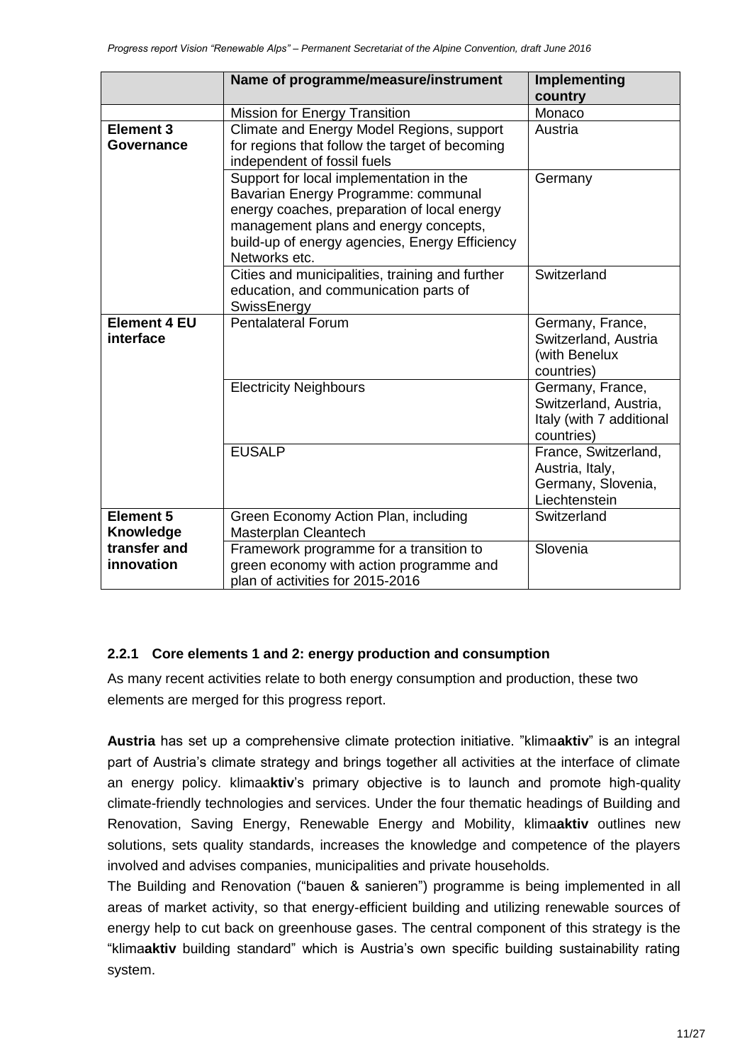| | Name of programme/measure/instrument | Implementing country |
|---|---|---|
| | Mission for Energy Transition | Monaco |
| **Element 3 Governance** | Climate and Energy Model Regions, support for regions that follow the target of becoming independent of fossil fuels | Austria |
| | Support for local implementation in the Bavarian Energy Programme: communal energy coaches, preparation of local energy management plans and energy concepts, build-up of energy agencies, Energy Efficiency Networks etc. | Germany |
| | Cities and municipalities, training and further education, and communication parts of SwissEnergy | Switzerland |
| **Element 4 EU interface** | Pentalateral Forum | Germany, France, Switzerland, Austria (with Benelux countries) |
| | Electricity Neighbours | Germany, France, Switzerland, Austria, Italy (with 7 additional countries) |
| | EUSALP | France, Switzerland, Austria, Italy, Germany, Slovenia, Liechtenstein |
| **Element 5 Knowledge transfer and innovation** | Green Economy Action Plan, including Masterplan Cleantech | Switzerland |
| | Framework programme for a transition to green economy with action programme and plan of activities for 2015-2016 | Slovenia |

### 2.2.1 Core elements 1 and 2: energy production and consumption

As many recent activities relate to both energy consumption and production, these two elements are merged for this progress report.

**Austria** has set up a comprehensive climate protection initiative. "klima**aktiv**" is an integral part of Austria's climate strategy and brings together all activities at the interface of climate an energy policy. klimaa**ktiv**'s primary objective is to launch and promote high-quality climate-friendly technologies and services. Under the four thematic headings of Building and Renovation, Saving Energy, Renewable Energy and Mobility, klima**aktiv** outlines new solutions, sets quality standards, increases the knowledge and competence of the players involved and advises companies, municipalities and private households.

The Building and Renovation ("bauen & sanieren") programme is being implemented in all areas of market activity, so that energy-efficient building and utilizing renewable sources of energy help to cut back on greenhouse gases. The central component of this strategy is the "klima**aktiv** building standard" which is Austria's own specific building sustainability rating system.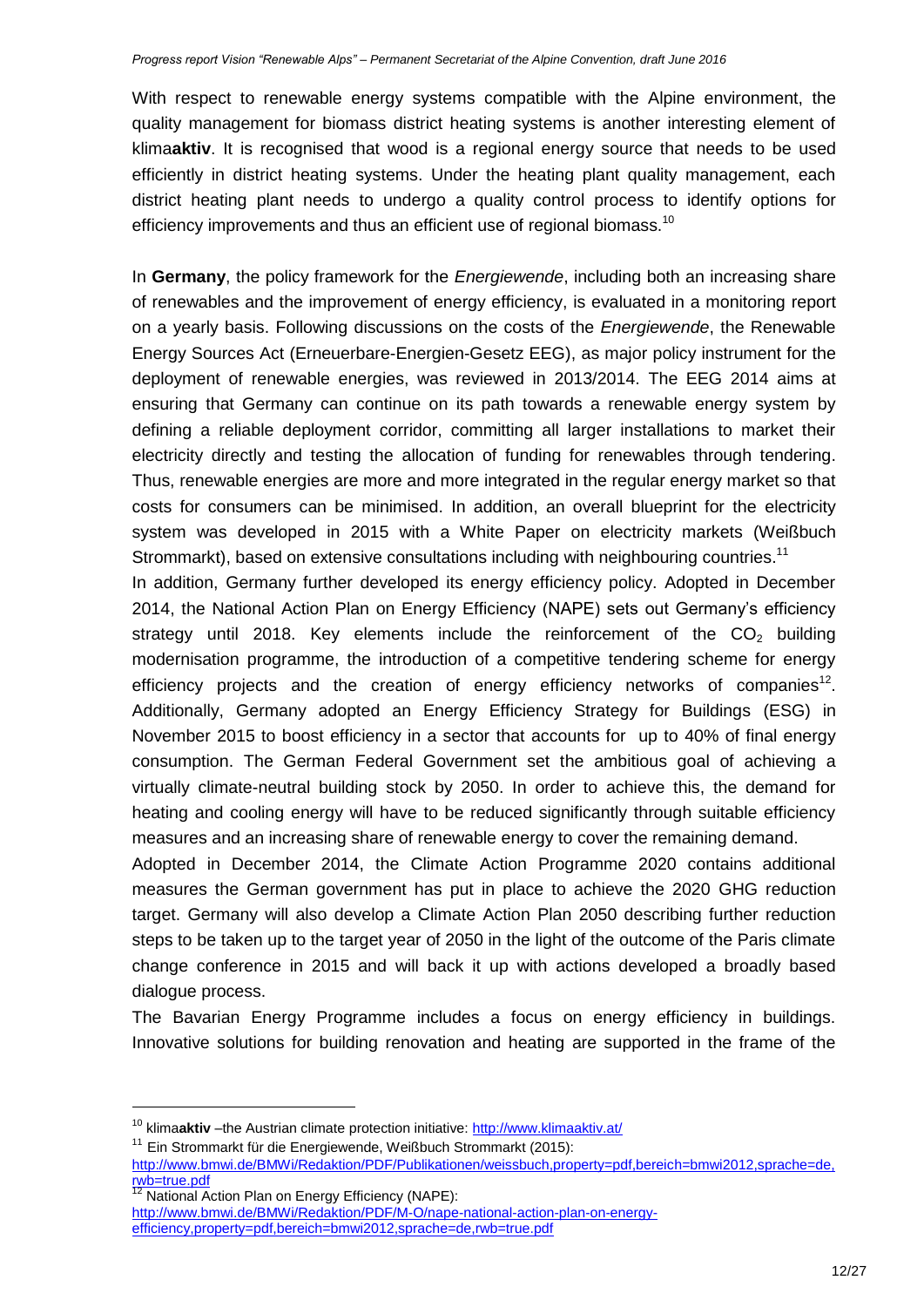With respect to renewable energy systems compatible with the Alpine environment, the quality management for biomass district heating systems is another interesting element of klima**aktiv**. It is recognised that wood is a regional energy source that needs to be used efficiently in district heating systems. Under the heating plant quality management, each district heating plant needs to undergo a quality control process to identify options for efficiency improvements and thus an efficient use of regional biomass.[10]

In **Germany**, the policy framework for the *Energiewende*, including both an increasing share of renewables and the improvement of energy efficiency, is evaluated in a monitoring report on a yearly basis. Following discussions on the costs of the *Energiewende*, the Renewable Energy Sources Act (Erneuerbare-Energien-Gesetz EEG), as major policy instrument for the deployment of renewable energies, was reviewed in 2013/2014. The EEG 2014 aims at ensuring that Germany can continue on its path towards a renewable energy system by defining a reliable deployment corridor, committing all larger installations to market their electricity directly and testing the allocation of funding for renewables through tendering. Thus, renewable energies are more and more integrated in the regular energy market so that costs for consumers can be minimised. In addition, an overall blueprint for the electricity system was developed in 2015 with a White Paper on electricity markets (Weißbuch Strommarkt), based on extensive consultations including with neighbouring countries.[11]

In addition, Germany further developed its energy efficiency policy. Adopted in December 2014, the National Action Plan on Energy Efficiency (NAPE) sets out Germany's efficiency strategy until 2018. Key elements include the reinforcement of the $CO_2$ building modernisation programme, the introduction of a competitive tendering scheme for energy efficiency projects and the creation of energy efficiency networks of companies[12]. Additionally, Germany adopted an Energy Efficiency Strategy for Buildings (ESG) in November 2015 to boost efficiency in a sector that accounts for up to 40% of final energy consumption. The German Federal Government set the ambitious goal of achieving a virtually climate-neutral building stock by 2050. In order to achieve this, the demand for heating and cooling energy will have to be reduced significantly through suitable efficiency measures and an increasing share of renewable energy to cover the remaining demand.

Adopted in December 2014, the Climate Action Programme 2020 contains additional measures the German government has put in place to achieve the 2020 GHG reduction target. Germany will also develop a Climate Action Plan 2050 describing further reduction steps to be taken up to the target year of 2050 in the light of the outcome of the Paris climate change conference in 2015 and will back it up with actions developed a broadly based dialogue process.

The Bavarian Energy Programme includes a focus on energy efficiency in buildings. Innovative solutions for building renovation and heating are supported in the frame of the

---

[10] klima**aktiv** –the Austrian climate protection initiative: http://www.klimaaktiv.at/

[11] Ein Strommarkt für die Energiewende, Weißbuch Strommarkt (2015): http://www.bmwi.de/BMWi/Redaktion/PDF/Publikationen/weissbuch,property=pdf,bereich=bmwi2012,sprache=de,rwb=true.pdf

[12] National Action Plan on Energy Efficiency (NAPE): http://www.bmwi.de/BMWi/Redaktion/PDF/M-O/nape-national-action-plan-on-energy-efficiency,property=pdf,bereich=bmwi2012,sprache=de,rwb=true.pdf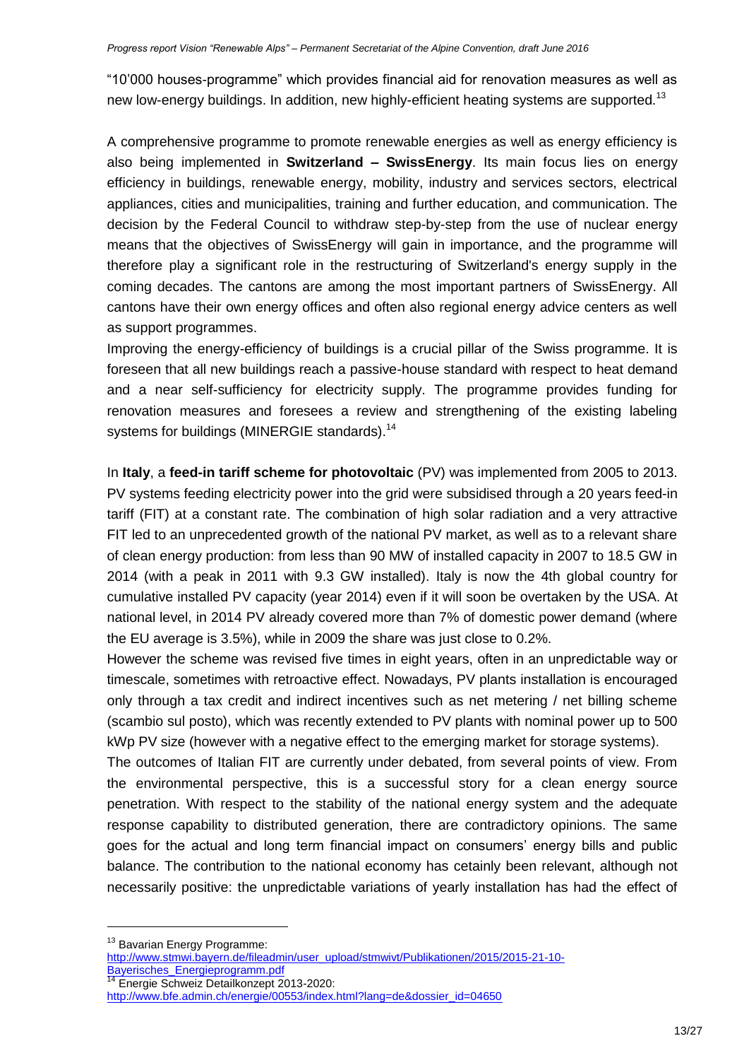"10'000 houses-programme" which provides financial aid for renovation measures as well as new low-energy buildings. In addition, new highly-efficient heating systems are supported.[13]

A comprehensive programme to promote renewable energies as well as energy efficiency is also being implemented in **Switzerland – SwissEnergy**. Its main focus lies on energy efficiency in buildings, renewable energy, mobility, industry and services sectors, electrical appliances, cities and municipalities, training and further education, and communication. The decision by the Federal Council to withdraw step-by-step from the use of nuclear energy means that the objectives of SwissEnergy will gain in importance, and the programme will therefore play a significant role in the restructuring of Switzerland's energy supply in the coming decades. The cantons are among the most important partners of SwissEnergy. All cantons have their own energy offices and often also regional energy advice centers as well as support programmes.

Improving the energy-efficiency of buildings is a crucial pillar of the Swiss programme. It is foreseen that all new buildings reach a passive-house standard with respect to heat demand and a near self-sufficiency for electricity supply. The programme provides funding for renovation measures and foresees a review and strengthening of the existing labeling systems for buildings (MINERGIE standards).[14]

In **Italy**, a **feed-in tariff scheme for photovoltaic** (PV) was implemented from 2005 to 2013. PV systems feeding electricity power into the grid were subsidised through a 20 years feed-in tariff (FIT) at a constant rate. The combination of high solar radiation and a very attractive FIT led to an unprecedented growth of the national PV market, as well as to a relevant share of clean energy production: from less than 90 MW of installed capacity in 2007 to 18.5 GW in 2014 (with a peak in 2011 with 9.3 GW installed). Italy is now the 4th global country for cumulative installed PV capacity (year 2014) even if it will soon be overtaken by the USA. At national level, in 2014 PV already covered more than 7% of domestic power demand (where the EU average is 3.5%), while in 2009 the share was just close to 0.2%.

However the scheme was revised five times in eight years, often in an unpredictable way or timescale, sometimes with retroactive effect. Nowadays, PV plants installation is encouraged only through a tax credit and indirect incentives such as net metering / net billing scheme (scambio sul posto), which was recently extended to PV plants with nominal power up to 500 kWp PV size (however with a negative effect to the emerging market for storage systems).

The outcomes of Italian FIT are currently under debated, from several points of view. From the environmental perspective, this is a successful story for a clean energy source penetration. With respect to the stability of the national energy system and the adequate response capability to distributed generation, there are contradictory opinions. The same goes for the actual and long term financial impact on consumers' energy bills and public balance. The contribution to the national economy has cetainly been relevant, although not necessarily positive: the unpredictable variations of yearly installation has had the effect of

[13] Bavarian Energy Programme: http://www.stmwi.bayern.de/fileadmin/user_upload/stmwivt/Publikationen/2015/2015-21-10-Bayerisches_Energieprogramm.pdf

[14] Energie Schweiz Detailkonzept 2013-2020: http://www.bfe.admin.ch/energie/00553/index.html?lang=de&dossier_id=04650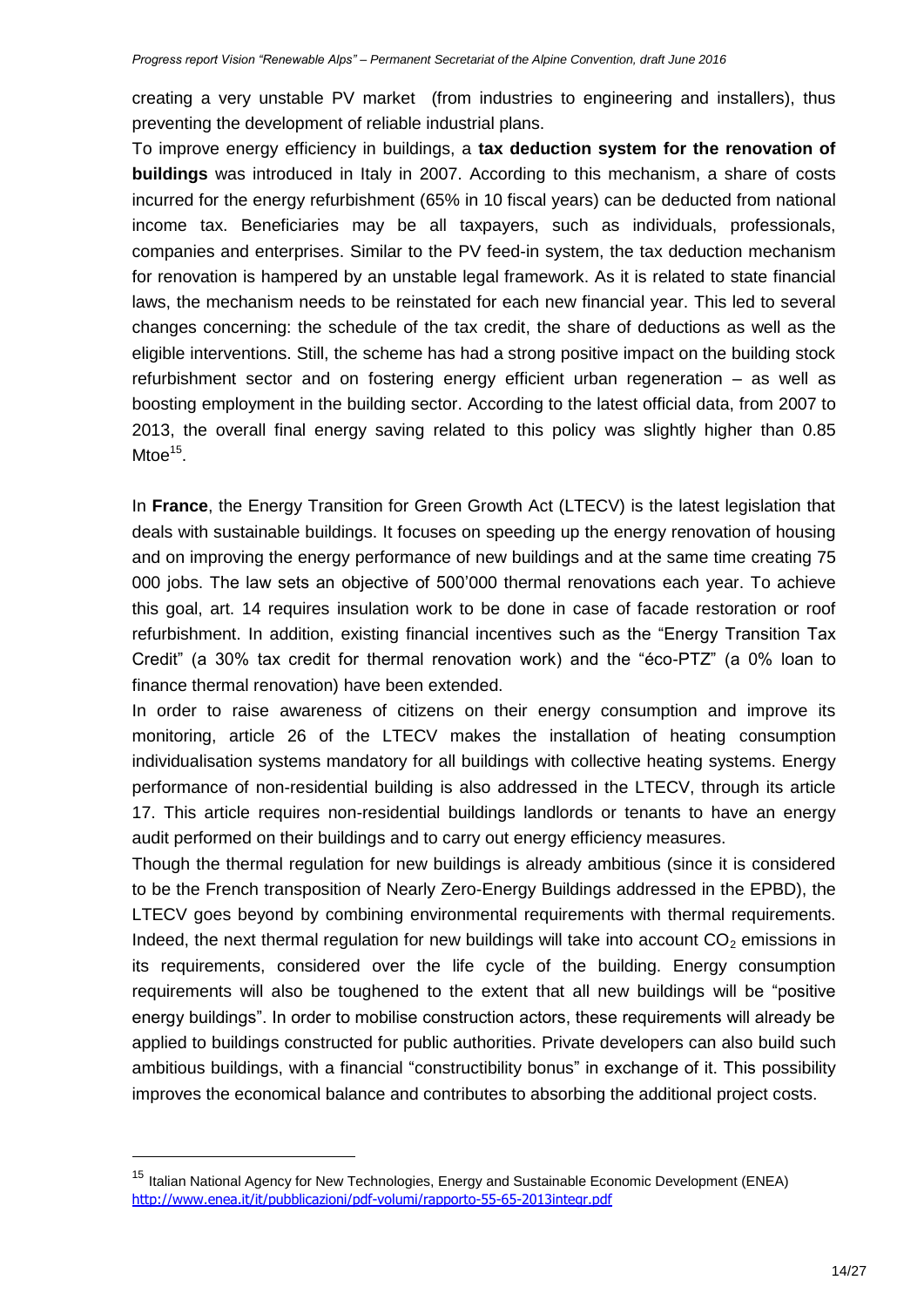creating a very unstable PV market (from industries to engineering and installers), thus preventing the development of reliable industrial plans.

To improve energy efficiency in buildings, a **tax deduction system for the renovation of buildings** was introduced in Italy in 2007. According to this mechanism, a share of costs incurred for the energy refurbishment (65% in 10 fiscal years) can be deducted from national income tax. Beneficiaries may be all taxpayers, such as individuals, professionals, companies and enterprises. Similar to the PV feed-in system, the tax deduction mechanism for renovation is hampered by an unstable legal framework. As it is related to state financial laws, the mechanism needs to be reinstated for each new financial year. This led to several changes concerning: the schedule of the tax credit, the share of deductions as well as the eligible interventions. Still, the scheme has had a strong positive impact on the building stock refurbishment sector and on fostering energy efficient urban regeneration – as well as boosting employment in the building sector. According to the latest official data, from 2007 to 2013, the overall final energy saving related to this policy was slightly higher than 0.85 Mtoe[15].

In **France**, the Energy Transition for Green Growth Act (LTECV) is the latest legislation that deals with sustainable buildings. It focuses on speeding up the energy renovation of housing and on improving the energy performance of new buildings and at the same time creating 75 000 jobs. The law sets an objective of 500'000 thermal renovations each year. To achieve this goal, art. 14 requires insulation work to be done in case of facade restoration or roof refurbishment. In addition, existing financial incentives such as the "Energy Transition Tax Credit" (a 30% tax credit for thermal renovation work) and the "éco-PTZ" (a 0% loan to finance thermal renovation) have been extended.

In order to raise awareness of citizens on their energy consumption and improve its monitoring, article 26 of the LTECV makes the installation of heating consumption individualisation systems mandatory for all buildings with collective heating systems. Energy performance of non-residential building is also addressed in the LTECV, through its article 17. This article requires non-residential buildings landlords or tenants to have an energy audit performed on their buildings and to carry out energy efficiency measures.

Though the thermal regulation for new buildings is already ambitious (since it is considered to be the French transposition of Nearly Zero-Energy Buildings addressed in the EPBD), the LTECV goes beyond by combining environmental requirements with thermal requirements. Indeed, the next thermal regulation for new buildings will take into account $CO_2$ emissions in its requirements, considered over the life cycle of the building. Energy consumption requirements will also be toughened to the extent that all new buildings will be "positive energy buildings". In order to mobilise construction actors, these requirements will already be applied to buildings constructed for public authorities. Private developers can also build such ambitious buildings, with a financial "constructibility bonus" in exchange of it. This possibility improves the economical balance and contributes to absorbing the additional project costs.

---

[15] Italian National Agency for New Technologies, Energy and Sustainable Economic Development (ENEA) http://www.enea.it/it/pubblicazioni/pdf-volumi/rapporto-55-65-2013integr.pdf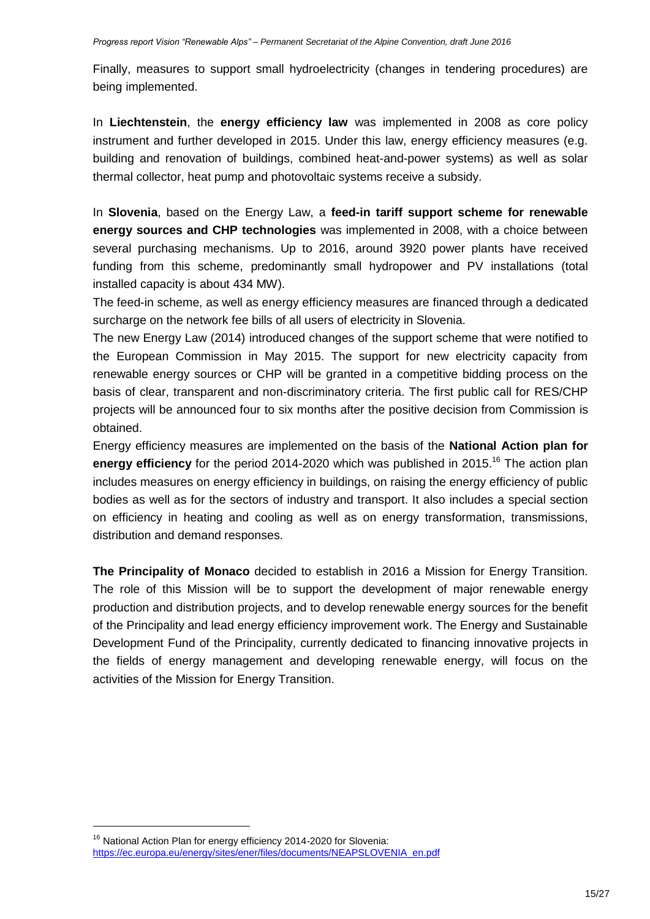Finally, measures to support small hydroelectricity (changes in tendering procedures) are being implemented.

In **Liechtenstein**, the **energy efficiency law** was implemented in 2008 as core policy instrument and further developed in 2015. Under this law, energy efficiency measures (e.g. building and renovation of buildings, combined heat-and-power systems) as well as solar thermal collector, heat pump and photovoltaic systems receive a subsidy.

In **Slovenia**, based on the Energy Law, a **feed-in tariff support scheme for renewable energy sources and CHP technologies** was implemented in 2008, with a choice between several purchasing mechanisms. Up to 2016, around 3920 power plants have received funding from this scheme, predominantly small hydropower and PV installations (total installed capacity is about 434 MW).

The feed-in scheme, as well as energy efficiency measures are financed through a dedicated surcharge on the network fee bills of all users of electricity in Slovenia.

The new Energy Law (2014) introduced changes of the support scheme that were notified to the European Commission in May 2015. The support for new electricity capacity from renewable energy sources or CHP will be granted in a competitive bidding process on the basis of clear, transparent and non-discriminatory criteria. The first public call for RES/CHP projects will be announced four to six months after the positive decision from Commission is obtained.

Energy efficiency measures are implemented on the basis of the **National Action plan for energy efficiency** for the period 2014-2020 which was published in 2015.[16] The action plan includes measures on energy efficiency in buildings, on raising the energy efficiency of public bodies as well as for the sectors of industry and transport. It also includes a special section on efficiency in heating and cooling as well as on energy transformation, transmissions, distribution and demand responses.

**The Principality of Monaco** decided to establish in 2016 a Mission for Energy Transition. The role of this Mission will be to support the development of major renewable energy production and distribution projects, and to develop renewable energy sources for the benefit of the Principality and lead energy efficiency improvement work. The Energy and Sustainable Development Fund of the Principality, currently dedicated to financing innovative projects in the fields of energy management and developing renewable energy, will focus on the activities of the Mission for Energy Transition.

[16] National Action Plan for energy efficiency 2014-2020 for Slovenia: https://ec.europa.eu/energy/sites/ener/files/documents/NEAPSLOVENIA_en.pdf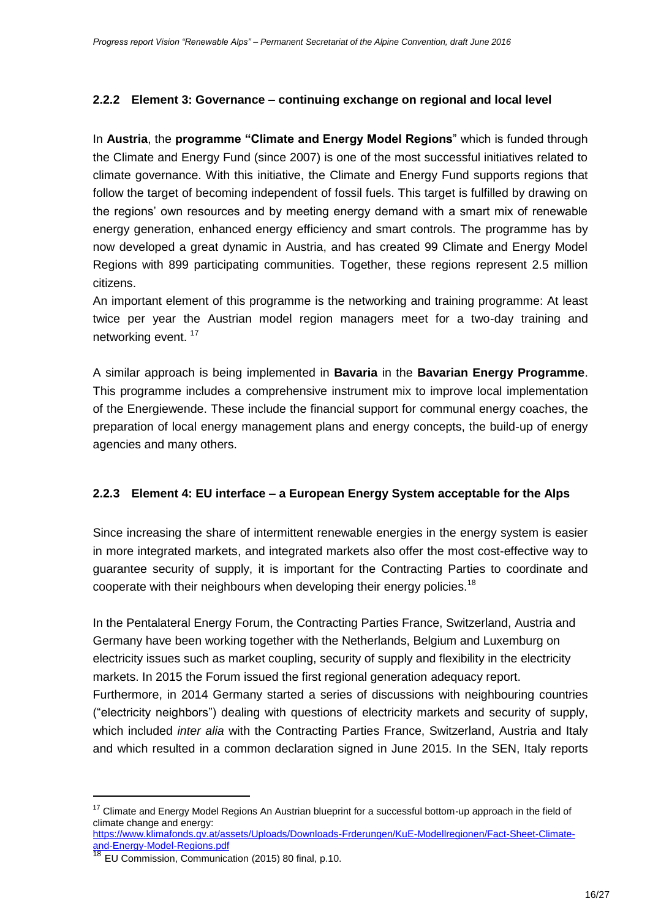### 2.2.2 Element 3: Governance – continuing exchange on regional and local level

In **Austria**, the **programme "Climate and Energy Model Regions**" which is funded through the Climate and Energy Fund (since 2007) is one of the most successful initiatives related to climate governance. With this initiative, the Climate and Energy Fund supports regions that follow the target of becoming independent of fossil fuels. This target is fulfilled by drawing on the regions' own resources and by meeting energy demand with a smart mix of renewable energy generation, enhanced energy efficiency and smart controls. The programme has by now developed a great dynamic in Austria, and has created 99 Climate and Energy Model Regions with 899 participating communities. Together, these regions represent 2.5 million citizens.

An important element of this programme is the networking and training programme: At least twice per year the Austrian model region managers meet for a two-day training and networking event. [17]

A similar approach is being implemented in **Bavaria** in the **Bavarian Energy Programme**. This programme includes a comprehensive instrument mix to improve local implementation of the Energiewende. These include the financial support for communal energy coaches, the preparation of local energy management plans and energy concepts, the build-up of energy agencies and many others.

### 2.2.3 Element 4: EU interface – a European Energy System acceptable for the Alps

Since increasing the share of intermittent renewable energies in the energy system is easier in more integrated markets, and integrated markets also offer the most cost-effective way to guarantee security of supply, it is important for the Contracting Parties to coordinate and cooperate with their neighbours when developing their energy policies.[18]

In the Pentalateral Energy Forum, the Contracting Parties France, Switzerland, Austria and Germany have been working together with the Netherlands, Belgium and Luxemburg on electricity issues such as market coupling, security of supply and flexibility in the electricity markets. In 2015 the Forum issued the first regional generation adequacy report.

Furthermore, in 2014 Germany started a series of discussions with neighbouring countries ("electricity neighbors") dealing with questions of electricity markets and security of supply, which included *inter alia* with the Contracting Parties France, Switzerland, Austria and Italy and which resulted in a common declaration signed in June 2015. In the SEN, Italy reports

[17] Climate and Energy Model Regions An Austrian blueprint for a successful bottom-up approach in the field of climate change and energy: https://www.klimafonds.gv.at/assets/Uploads/Downloads-Frderungen/KuE-Modellregionen/Fact-Sheet-Climate-and-Energy-Model-Regions.pdf

[18] EU Commission, Communication (2015) 80 final, p.10.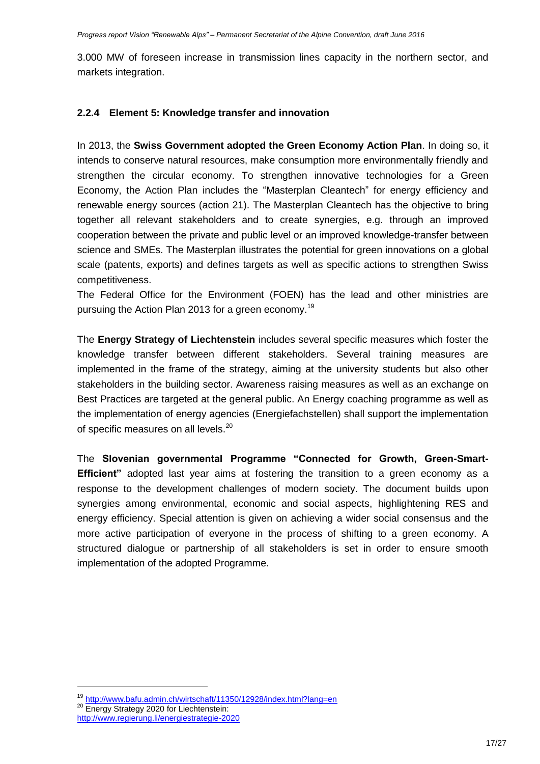3.000 MW of foreseen increase in transmission lines capacity in the northern sector, and markets integration.

### 2.2.4 Element 5: Knowledge transfer and innovation

In 2013, the **Swiss Government adopted the Green Economy Action Plan**. In doing so, it intends to conserve natural resources, make consumption more environmentally friendly and strengthen the circular economy. To strengthen innovative technologies for a Green Economy, the Action Plan includes the "Masterplan Cleantech" for energy efficiency and renewable energy sources (action 21). The Masterplan Cleantech has the objective to bring together all relevant stakeholders and to create synergies, e.g. through an improved cooperation between the private and public level or an improved knowledge-transfer between science and SMEs. The Masterplan illustrates the potential for green innovations on a global scale (patents, exports) and defines targets as well as specific actions to strengthen Swiss competitiveness.

The Federal Office for the Environment (FOEN) has the lead and other ministries are pursuing the Action Plan 2013 for a green economy.[19]

The **Energy Strategy of Liechtenstein** includes several specific measures which foster the knowledge transfer between different stakeholders. Several training measures are implemented in the frame of the strategy, aiming at the university students but also other stakeholders in the building sector. Awareness raising measures as well as an exchange on Best Practices are targeted at the general public. An Energy coaching programme as well as the implementation of energy agencies (Energiefachstellen) shall support the implementation of specific measures on all levels.[20]

The **Slovenian governmental Programme "Connected for Growth, Green-Smart-Efficient"** adopted last year aims at fostering the transition to a green economy as a response to the development challenges of modern society. The document builds upon synergies among environmental, economic and social aspects, highlightening RES and energy efficiency. Special attention is given on achieving a wider social consensus and the more active participation of everyone in the process of shifting to a green economy. A structured dialogue or partnership of all stakeholders is set in order to ensure smooth implementation of the adopted Programme.

---

[19] http://www.bafu.admin.ch/wirtschaft/11350/12928/index.html?lang=en

[20] Energy Strategy 2020 for Liechtenstein: http://www.regierung.li/energiestrategie-2020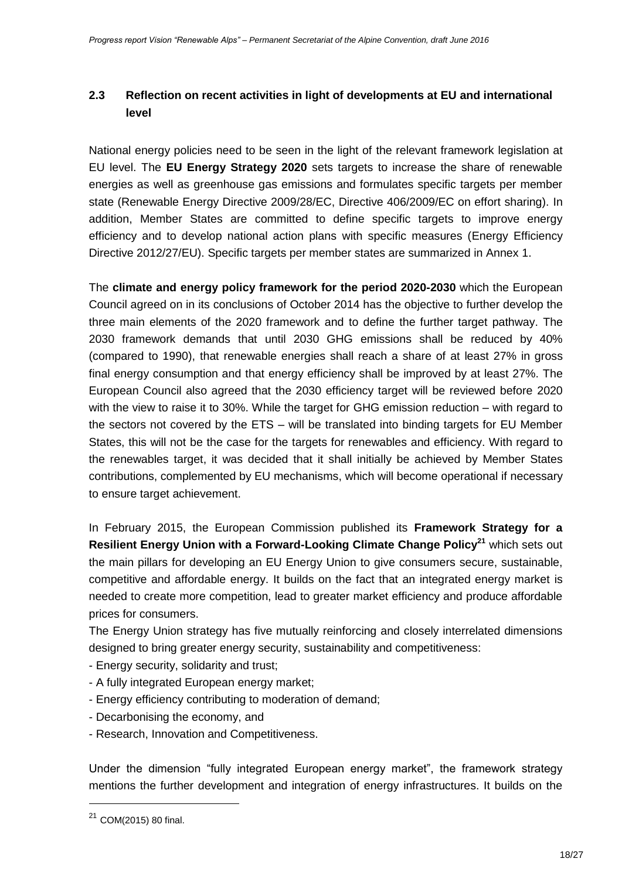## 2.3 Reflection on recent activities in light of developments at EU and international level

National energy policies need to be seen in the light of the relevant framework legislation at EU level. The **EU Energy Strategy 2020** sets targets to increase the share of renewable energies as well as greenhouse gas emissions and formulates specific targets per member state (Renewable Energy Directive 2009/28/EC, Directive 406/2009/EC on effort sharing). In addition, Member States are committed to define specific targets to improve energy efficiency and to develop national action plans with specific measures (Energy Efficiency Directive 2012/27/EU). Specific targets per member states are summarized in Annex 1.

The **climate and energy policy framework for the period 2020-2030** which the European Council agreed on in its conclusions of October 2014 has the objective to further develop the three main elements of the 2020 framework and to define the further target pathway. The 2030 framework demands that until 2030 GHG emissions shall be reduced by 40% (compared to 1990), that renewable energies shall reach a share of at least 27% in gross final energy consumption and that energy efficiency shall be improved by at least 27%. The European Council also agreed that the 2030 efficiency target will be reviewed before 2020 with the view to raise it to 30%. While the target for GHG emission reduction – with regard to the sectors not covered by the ETS – will be translated into binding targets for EU Member States, this will not be the case for the targets for renewables and efficiency. With regard to the renewables target, it was decided that it shall initially be achieved by Member States contributions, complemented by EU mechanisms, which will become operational if necessary to ensure target achievement.

In February 2015, the European Commission published its **Framework Strategy for a Resilient Energy Union with a Forward-Looking Climate Change Policy**[21] which sets out the main pillars for developing an EU Energy Union to give consumers secure, sustainable, competitive and affordable energy. It builds on the fact that an integrated energy market is needed to create more competition, lead to greater market efficiency and produce affordable prices for consumers.

The Energy Union strategy has five mutually reinforcing and closely interrelated dimensions designed to bring greater energy security, sustainability and competitiveness:

- Energy security, solidarity and trust;
- A fully integrated European energy market;
- Energy efficiency contributing to moderation of demand;
- Decarbonising the economy, and
- Research, Innovation and Competitiveness.

Under the dimension "fully integrated European energy market", the framework strategy mentions the further development and integration of energy infrastructures. It builds on the

[21] COM(2015) 80 final.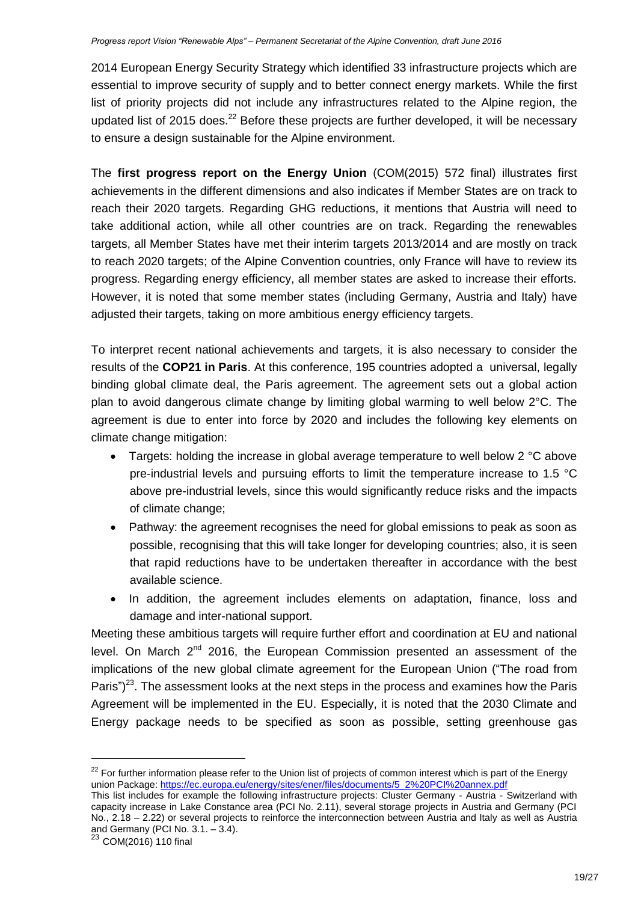2014 European Energy Security Strategy which identified 33 infrastructure projects which are essential to improve security of supply and to better connect energy markets. While the first list of priority projects did not include any infrastructures related to the Alpine region, the updated list of 2015 does.[22] Before these projects are further developed, it will be necessary to ensure a design sustainable for the Alpine environment.

The **first progress report on the Energy Union** (COM(2015) 572 final) illustrates first achievements in the different dimensions and also indicates if Member States are on track to reach their 2020 targets. Regarding GHG reductions, it mentions that Austria will need to take additional action, while all other countries are on track. Regarding the renewables targets, all Member States have met their interim targets 2013/2014 and are mostly on track to reach 2020 targets; of the Alpine Convention countries, only France will have to review its progress. Regarding energy efficiency, all member states are asked to increase their efforts. However, it is noted that some member states (including Germany, Austria and Italy) have adjusted their targets, taking on more ambitious energy efficiency targets.

To interpret recent national achievements and targets, it is also necessary to consider the results of the **COP21 in Paris**. At this conference, 195 countries adopted a universal, legally binding global climate deal, the Paris agreement. The agreement sets out a global action plan to avoid dangerous climate change by limiting global warming to well below 2°C. The agreement is due to enter into force by 2020 and includes the following key elements on climate change mitigation:

- Targets: holding the increase in global average temperature to well below 2 °C above pre-industrial levels and pursuing efforts to limit the temperature increase to 1.5 °C above pre-industrial levels, since this would significantly reduce risks and the impacts of climate change;
- Pathway: the agreement recognises the need for global emissions to peak as soon as possible, recognising that this will take longer for developing countries; also, it is seen that rapid reductions have to be undertaken thereafter in accordance with the best available science.
- In addition, the agreement includes elements on adaptation, finance, loss and damage and inter-national support.

Meeting these ambitious targets will require further effort and coordination at EU and national level. On March 2nd 2016, the European Commission presented an assessment of the implications of the new global climate agreement for the European Union ("The road from Paris")[23]. The assessment looks at the next steps in the process and examines how the Paris Agreement will be implemented in the EU. Especially, it is noted that the 2030 Climate and Energy package needs to be specified as soon as possible, setting greenhouse gas

---

[22] For further information please refer to the Union list of projects of common interest which is part of the Energy union Package: https://ec.europa.eu/energy/sites/ener/files/documents/5_2%20PCI%20annex.pdf
This list includes for example the following infrastructure projects: Cluster Germany - Austria - Switzerland with capacity increase in Lake Constance area (PCI No. 2.11), several storage projects in Austria and Germany (PCI No., 2.18 – 2.22) or several projects to reinforce the interconnection between Austria and Italy as well as Austria and Germany (PCI No. 3.1. – 3.4).

[23] COM(2016) 110 final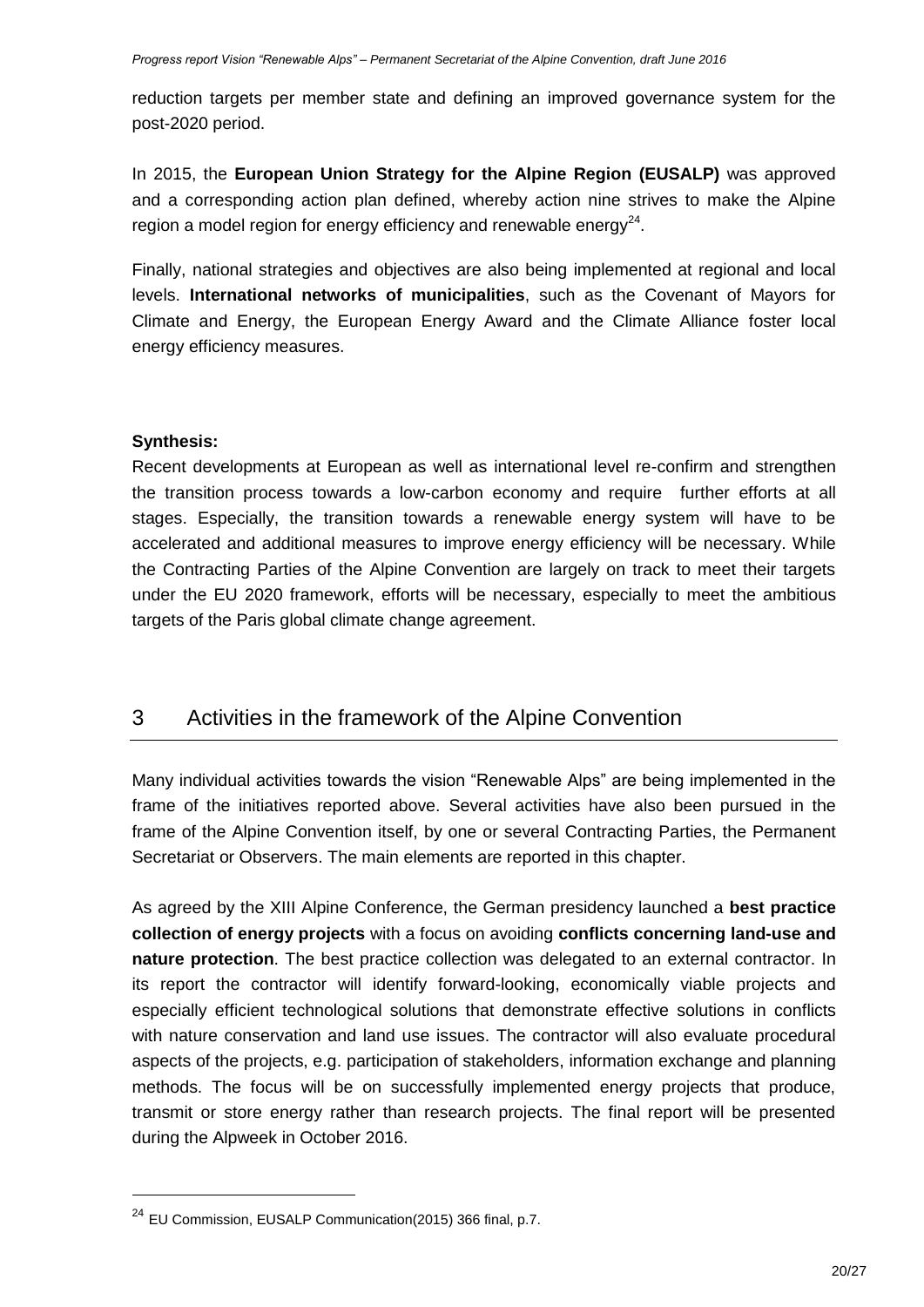reduction targets per member state and defining an improved governance system for the post-2020 period.

In 2015, the **European Union Strategy for the Alpine Region (EUSALP)** was approved and a corresponding action plan defined, whereby action nine strives to make the Alpine region a model region for energy efficiency and renewable energy[24].

Finally, national strategies and objectives are also being implemented at regional and local levels. **International networks of municipalities**, such as the Covenant of Mayors for Climate and Energy, the European Energy Award and the Climate Alliance foster local energy efficiency measures.

**Synthesis:**
Recent developments at European as well as international level re-confirm and strengthen the transition process towards a low-carbon economy and require further efforts at all stages. Especially, the transition towards a renewable energy system will have to be accelerated and additional measures to improve energy efficiency will be necessary. While the Contracting Parties of the Alpine Convention are largely on track to meet their targets under the EU 2020 framework, efforts will be necessary, especially to meet the ambitious targets of the Paris global climate change agreement.

# 3 Activities in the framework of the Alpine Convention

Many individual activities towards the vision "Renewable Alps" are being implemented in the frame of the initiatives reported above. Several activities have also been pursued in the frame of the Alpine Convention itself, by one or several Contracting Parties, the Permanent Secretariat or Observers. The main elements are reported in this chapter.

As agreed by the XIII Alpine Conference, the German presidency launched a **best practice collection of energy projects** with a focus on avoiding **conflicts concerning land-use and nature protection**. The best practice collection was delegated to an external contractor. In its report the contractor will identify forward-looking, economically viable projects and especially efficient technological solutions that demonstrate effective solutions in conflicts with nature conservation and land use issues. The contractor will also evaluate procedural aspects of the projects, e.g. participation of stakeholders, information exchange and planning methods. The focus will be on successfully implemented energy projects that produce, transmit or store energy rather than research projects. The final report will be presented during the Alpweek in October 2016.

[24] EU Commission, EUSALP Communication(2015) 366 final, p.7.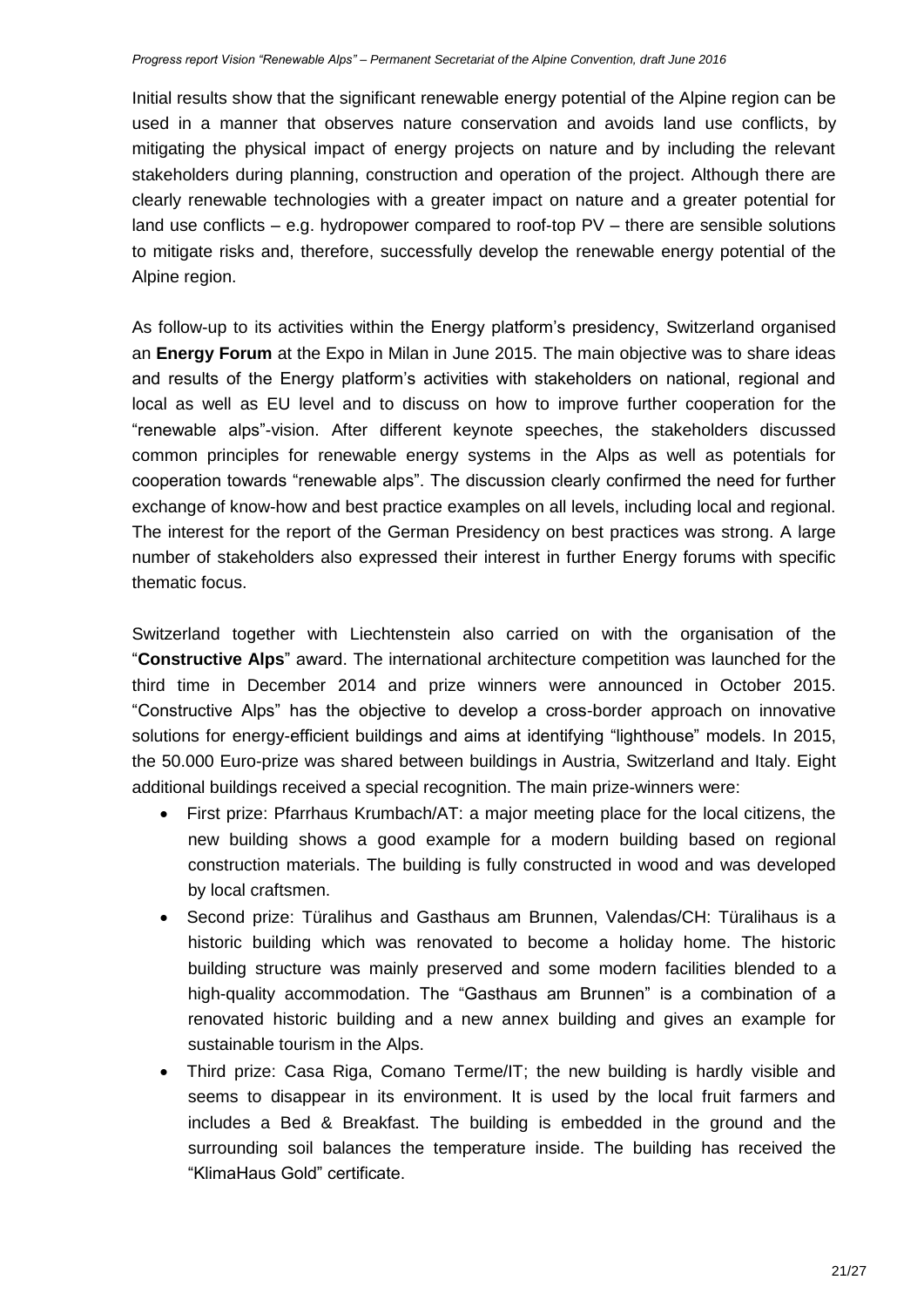Initial results show that the significant renewable energy potential of the Alpine region can be used in a manner that observes nature conservation and avoids land use conflicts, by mitigating the physical impact of energy projects on nature and by including the relevant stakeholders during planning, construction and operation of the project. Although there are clearly renewable technologies with a greater impact on nature and a greater potential for land use conflicts – e.g. hydropower compared to roof-top PV – there are sensible solutions to mitigate risks and, therefore, successfully develop the renewable energy potential of the Alpine region.

As follow-up to its activities within the Energy platform's presidency, Switzerland organised an **Energy Forum** at the Expo in Milan in June 2015. The main objective was to share ideas and results of the Energy platform's activities with stakeholders on national, regional and local as well as EU level and to discuss on how to improve further cooperation for the "renewable alps"-vision. After different keynote speeches, the stakeholders discussed common principles for renewable energy systems in the Alps as well as potentials for cooperation towards "renewable alps". The discussion clearly confirmed the need for further exchange of know-how and best practice examples on all levels, including local and regional. The interest for the report of the German Presidency on best practices was strong. A large number of stakeholders also expressed their interest in further Energy forums with specific thematic focus.

Switzerland together with Liechtenstein also carried on with the organisation of the "**Constructive Alps**" award. The international architecture competition was launched for the third time in December 2014 and prize winners were announced in October 2015. "Constructive Alps" has the objective to develop a cross-border approach on innovative solutions for energy-efficient buildings and aims at identifying "lighthouse" models. In 2015, the 50.000 Euro-prize was shared between buildings in Austria, Switzerland and Italy. Eight additional buildings received a special recognition. The main prize-winners were:

- First prize: Pfarrhaus Krumbach/AT: a major meeting place for the local citizens, the new building shows a good example for a modern building based on regional construction materials. The building is fully constructed in wood and was developed by local craftsmen.
- Second prize: Türalihus and Gasthaus am Brunnen, Valendas/CH: Türalihaus is a historic building which was renovated to become a holiday home. The historic building structure was mainly preserved and some modern facilities blended to a high-quality accommodation. The "Gasthaus am Brunnen" is a combination of a renovated historic building and a new annex building and gives an example for sustainable tourism in the Alps.
- Third prize: Casa Riga, Comano Terme/IT; the new building is hardly visible and seems to disappear in its environment. It is used by the local fruit farmers and includes a Bed & Breakfast. The building is embedded in the ground and the surrounding soil balances the temperature inside. The building has received the "KlimaHaus Gold" certificate.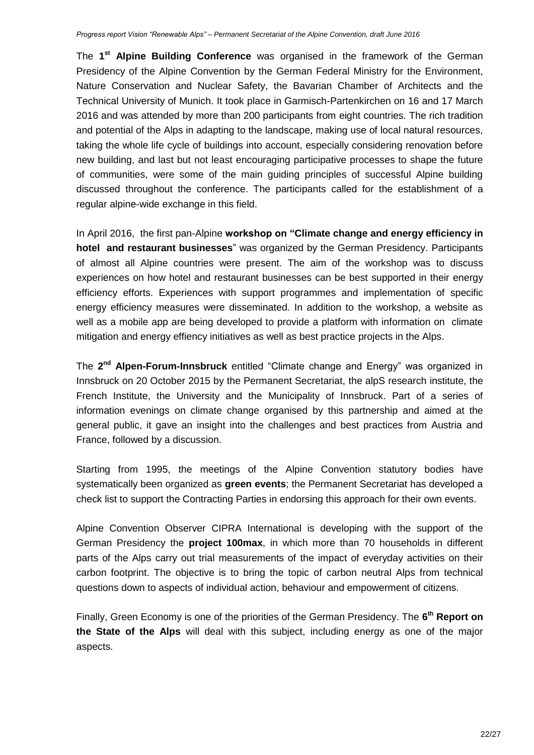The **1st Alpine Building Conference** was organised in the framework of the German Presidency of the Alpine Convention by the German Federal Ministry for the Environment, Nature Conservation and Nuclear Safety, the Bavarian Chamber of Architects and the Technical University of Munich. It took place in Garmisch-Partenkirchen on 16 and 17 March 2016 and was attended by more than 200 participants from eight countries. The rich tradition and potential of the Alps in adapting to the landscape, making use of local natural resources, taking the whole life cycle of buildings into account, especially considering renovation before new building, and last but not least encouraging participative processes to shape the future of communities, were some of the main guiding principles of successful Alpine building discussed throughout the conference. The participants called for the establishment of a regular alpine-wide exchange in this field.

In April 2016, the first pan-Alpine **workshop on "Climate change and energy efficiency in hotel and restaurant businesses**" was organized by the German Presidency. Participants of almost all Alpine countries were present. The aim of the workshop was to discuss experiences on how hotel and restaurant businesses can be best supported in their energy efficiency efforts. Experiences with support programmes and implementation of specific energy efficiency measures were disseminated. In addition to the workshop, a website as well as a mobile app are being developed to provide a platform with information on climate mitigation and energy effiency initiatives as well as best practice projects in the Alps.

The **2nd Alpen-Forum-Innsbruck** entitled "Climate change and Energy" was organized in Innsbruck on 20 October 2015 by the Permanent Secretariat, the alpS research institute, the French Institute, the University and the Municipality of Innsbruck. Part of a series of information evenings on climate change organised by this partnership and aimed at the general public, it gave an insight into the challenges and best practices from Austria and France, followed by a discussion.

Starting from 1995, the meetings of the Alpine Convention statutory bodies have systematically been organized as **green events**; the Permanent Secretariat has developed a check list to support the Contracting Parties in endorsing this approach for their own events.

Alpine Convention Observer CIPRA International is developing with the support of the German Presidency the **project 100max**, in which more than 70 households in different parts of the Alps carry out trial measurements of the impact of everyday activities on their carbon footprint. The objective is to bring the topic of carbon neutral Alps from technical questions down to aspects of individual action, behaviour and empowerment of citizens.

Finally, Green Economy is one of the priorities of the German Presidency. The **6th Report on the State of the Alps** will deal with this subject, including energy as one of the major aspects.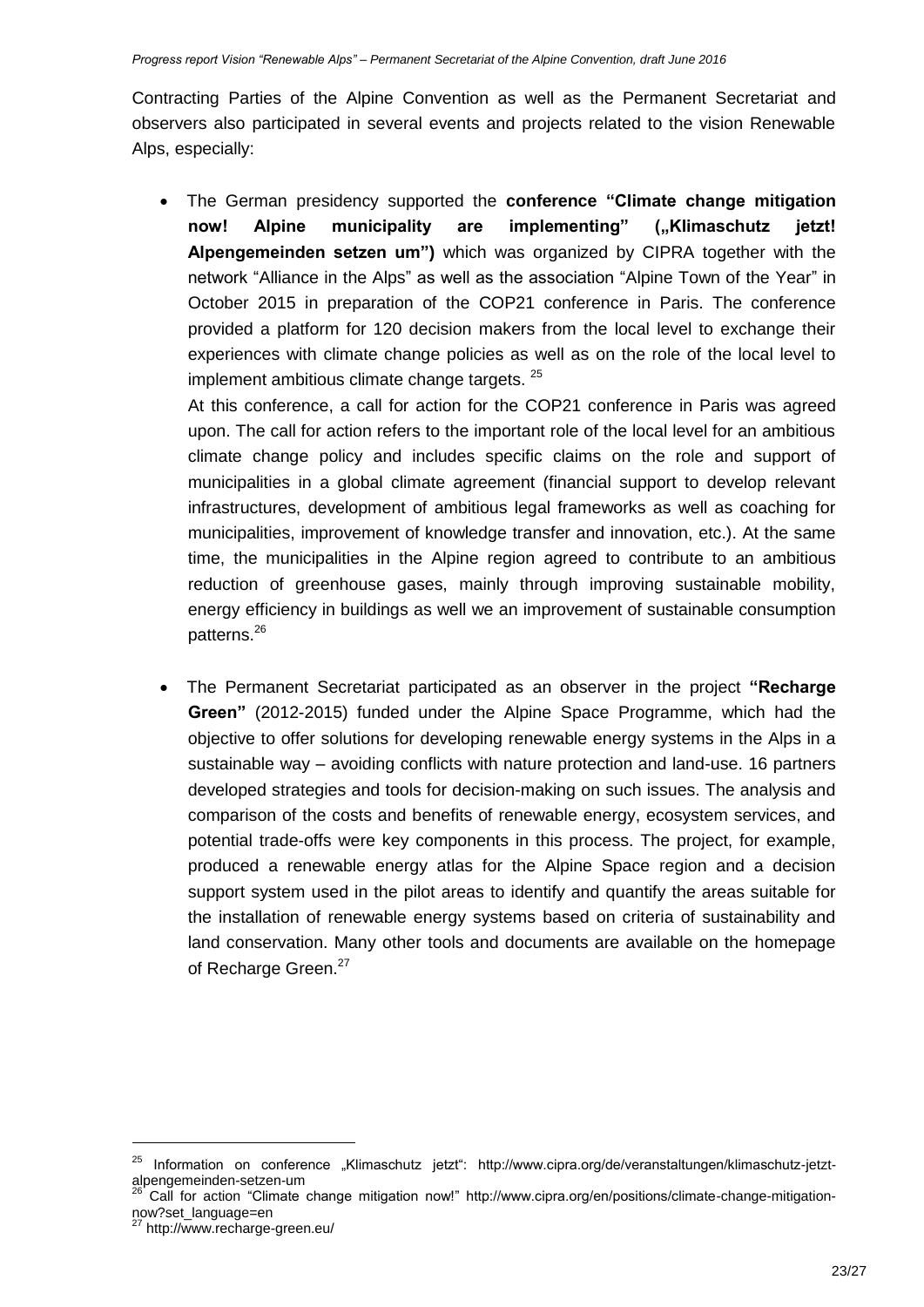Contracting Parties of the Alpine Convention as well as the Permanent Secretariat and observers also participated in several events and projects related to the vision Renewable Alps, especially:

- The German presidency supported the **conference "Climate change mitigation now! Alpine municipality are implementing" („Klimaschutz jetzt! Alpengemeinden setzen um")** which was organized by CIPRA together with the network "Alliance in the Alps" as well as the association "Alpine Town of the Year" in October 2015 in preparation of the COP21 conference in Paris. The conference provided a platform for 120 decision makers from the local level to exchange their experiences with climate change policies as well as on the role of the local level to implement ambitious climate change targets. [25]

  At this conference, a call for action for the COP21 conference in Paris was agreed upon. The call for action refers to the important role of the local level for an ambitious climate change policy and includes specific claims on the role and support of municipalities in a global climate agreement (financial support to develop relevant infrastructures, development of ambitious legal frameworks as well as coaching for municipalities, improvement of knowledge transfer and innovation, etc.). At the same time, the municipalities in the Alpine region agreed to contribute to an ambitious reduction of greenhouse gases, mainly through improving sustainable mobility, energy efficiency in buildings as well we an improvement of sustainable consumption patterns.[26]

- The Permanent Secretariat participated as an observer in the project **"Recharge Green"** (2012-2015) funded under the Alpine Space Programme, which had the objective to offer solutions for developing renewable energy systems in the Alps in a sustainable way – avoiding conflicts with nature protection and land-use. 16 partners developed strategies and tools for decision-making on such issues. The analysis and comparison of the costs and benefits of renewable energy, ecosystem services, and potential trade-offs were key components in this process. The project, for example, produced a renewable energy atlas for the Alpine Space region and a decision support system used in the pilot areas to identify and quantify the areas suitable for the installation of renewable energy systems based on criteria of sustainability and land conservation. Many other tools and documents are available on the homepage of Recharge Green.[27]

---

[25] Information on conference „Klimaschutz jetzt": http://www.cipra.org/de/veranstaltungen/klimaschutz-jetzt-alpengemeinden-setzen-um

[26] Call for action "Climate change mitigation now!" http://www.cipra.org/en/positions/climate-change-mitigation-now?set_language=en

[27] http://www.recharge-green.eu/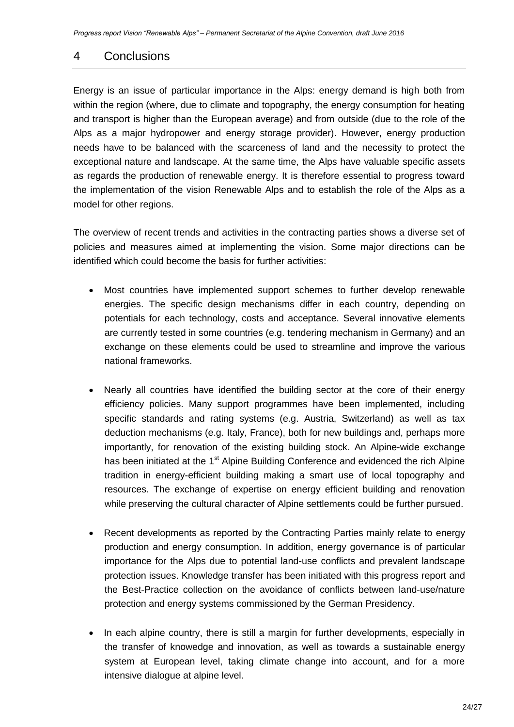# 4 Conclusions

Energy is an issue of particular importance in the Alps: energy demand is high both from within the region (where, due to climate and topography, the energy consumption for heating and transport is higher than the European average) and from outside (due to the role of the Alps as a major hydropower and energy storage provider). However, energy production needs have to be balanced with the scarceness of land and the necessity to protect the exceptional nature and landscape. At the same time, the Alps have valuable specific assets as regards the production of renewable energy. It is therefore essential to progress toward the implementation of the vision Renewable Alps and to establish the role of the Alps as a model for other regions.

The overview of recent trends and activities in the contracting parties shows a diverse set of policies and measures aimed at implementing the vision. Some major directions can be identified which could become the basis for further activities:

- Most countries have implemented support schemes to further develop renewable energies. The specific design mechanisms differ in each country, depending on potentials for each technology, costs and acceptance. Several innovative elements are currently tested in some countries (e.g. tendering mechanism in Germany) and an exchange on these elements could be used to streamline and improve the various national frameworks.

- Nearly all countries have identified the building sector at the core of their energy efficiency policies. Many support programmes have been implemented, including specific standards and rating systems (e.g. Austria, Switzerland) as well as tax deduction mechanisms (e.g. Italy, France), both for new buildings and, perhaps more importantly, for renovation of the existing building stock. An Alpine-wide exchange has been initiated at the 1st Alpine Building Conference and evidenced the rich Alpine tradition in energy-efficient building making a smart use of local topography and resources. The exchange of expertise on energy efficient building and renovation while preserving the cultural character of Alpine settlements could be further pursued.

- Recent developments as reported by the Contracting Parties mainly relate to energy production and energy consumption. In addition, energy governance is of particular importance for the Alps due to potential land-use conflicts and prevalent landscape protection issues. Knowledge transfer has been initiated with this progress report and the Best-Practice collection on the avoidance of conflicts between land-use/nature protection and energy systems commissioned by the German Presidency.

- In each alpine country, there is still a margin for further developments, especially in the transfer of knowedge and innovation, as well as towards a sustainable energy system at European level, taking climate change into account, and for a more intensive dialogue at alpine level.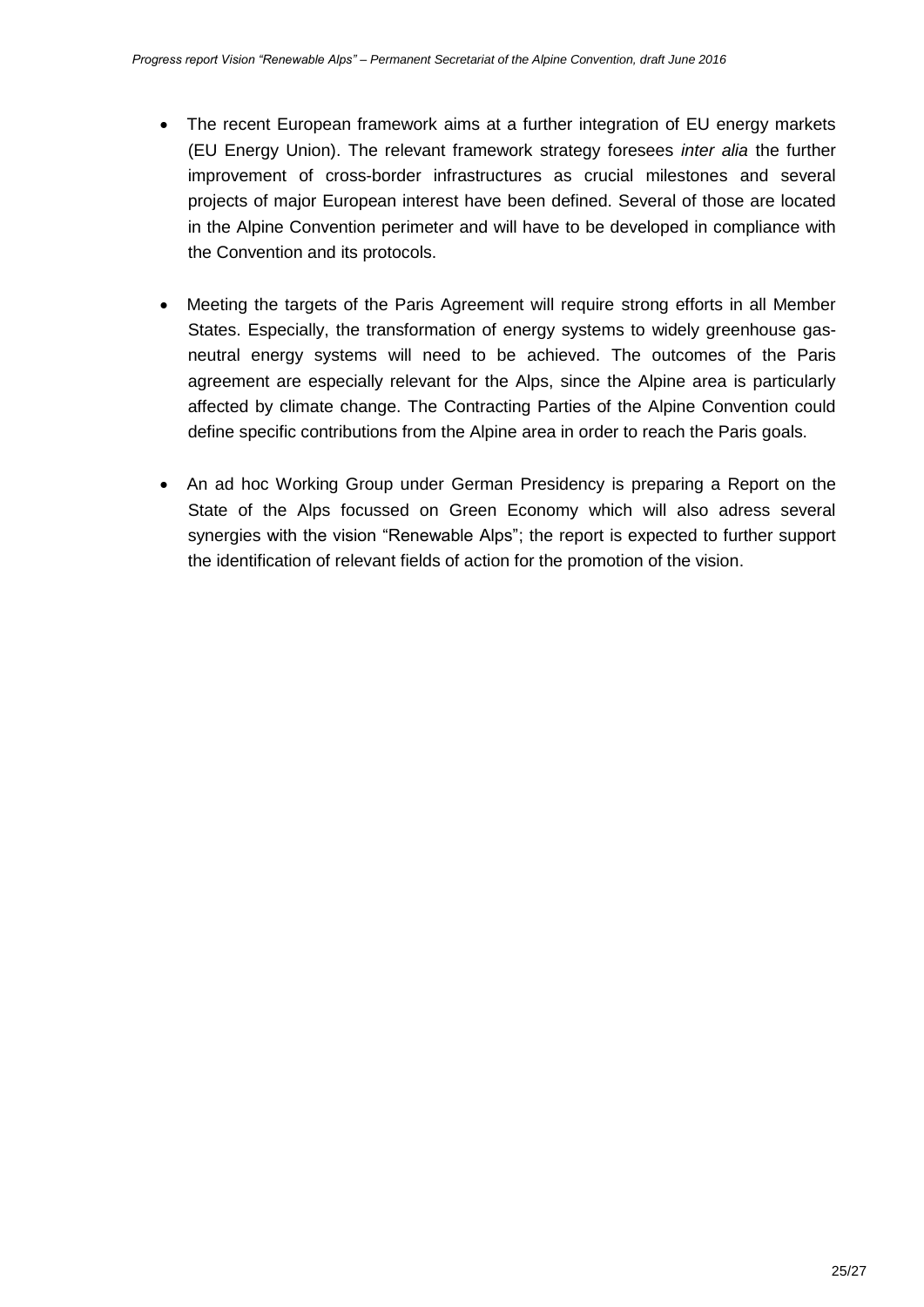- The recent European framework aims at a further integration of EU energy markets (EU Energy Union). The relevant framework strategy foresees *inter alia* the further improvement of cross-border infrastructures as crucial milestones and several projects of major European interest have been defined. Several of those are located in the Alpine Convention perimeter and will have to be developed in compliance with the Convention and its protocols.

- Meeting the targets of the Paris Agreement will require strong efforts in all Member States. Especially, the transformation of energy systems to widely greenhouse gas-neutral energy systems will need to be achieved. The outcomes of the Paris agreement are especially relevant for the Alps, since the Alpine area is particularly affected by climate change. The Contracting Parties of the Alpine Convention could define specific contributions from the Alpine area in order to reach the Paris goals.

- An ad hoc Working Group under German Presidency is preparing a Report on the State of the Alps focussed on Green Economy which will also adress several synergies with the vision "Renewable Alps"; the report is expected to further support the identification of relevant fields of action for the promotion of the vision.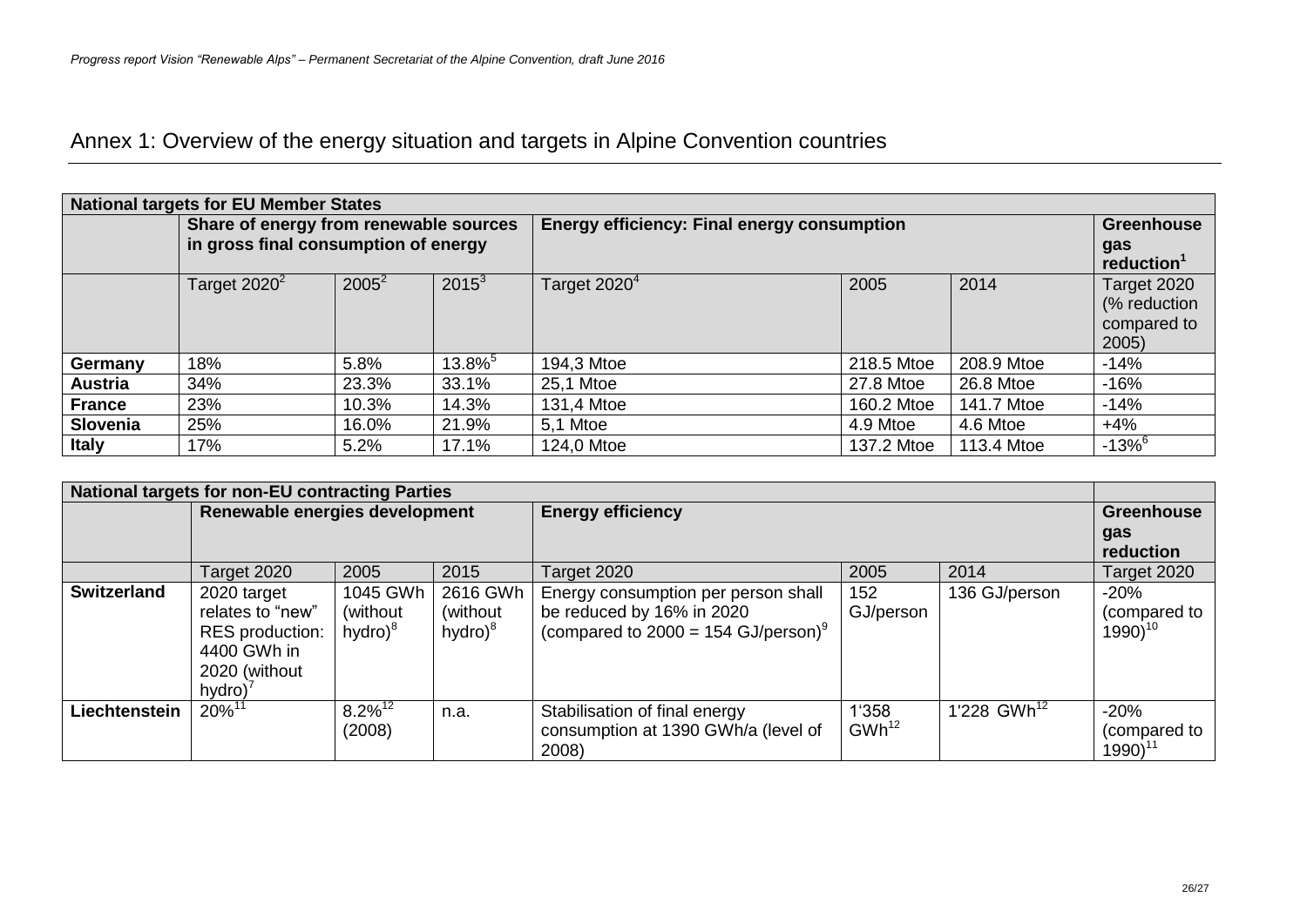## Annex 1: Overview of the energy situation and targets in Alpine Convention countries

| National targets for EU Member States | | | | | | | |
|---|---|---|---|---|---|---|---|
| | Share of energy from renewable sources in gross final consumption of energy | | | Energy efficiency: Final energy consumption | | | Greenhouse gas reduction[1] |
| | Target 2020[2] | 2005[2] | 2015[3] | Target 2020[4] | 2005 | 2014 | Target 2020 (% reduction compared to 2005) |
| **Germany** | 18% | 5.8% | 13.8%[5] | 194,3 Mtoe | 218.5 Mtoe | 208.9 Mtoe | -14% |
| **Austria** | 34% | 23.3% | 33.1% | 25,1 Mtoe | 27.8 Mtoe | 26.8 Mtoe | -16% |
| **France** | 23% | 10.3% | 14.3% | 131,4 Mtoe | 160.2 Mtoe | 141.7 Mtoe | -14% |
| **Slovenia** | 25% | 16.0% | 21.9% | 5,1 Mtoe | 4.9 Mtoe | 4.6 Mtoe | +4% |
| **Italy** | 17% | 5.2% | 17.1% | 124,0 Mtoe | 137.2 Mtoe | 113.4 Mtoe | -13%[6] |

| National targets for non-EU contracting Parties | | | | | | | |
|---|---|---|---|---|---|---|---|
| | Renewable energies development | | | Energy efficiency | | | Greenhouse gas reduction |
| | Target 2020 | 2005 | 2015 | Target 2020 | 2005 | 2014 | Target 2020 |
| **Switzerland** | 2020 target relates to "new" RES production: 4400 GWh in 2020 (without hydro)[7] | 1045 GWh (without hydro)[8] | 2616 GWh (without hydro)[8] | Energy consumption per person shall be reduced by 16% in 2020 (compared to 2000 = 154 GJ/person)[9] | 152 GJ/person | 136 GJ/person | -20% (compared to 1990)[10] |
| **Liechtenstein** | 20%[11] | 8.2%[12] (2008) | n.a. | Stabilisation of final energy consumption at 1390 GWh/a (level of 2008) | 1'358 GWh[12] | 1'228 GWh[12] | -20% (compared to 1990)[11] |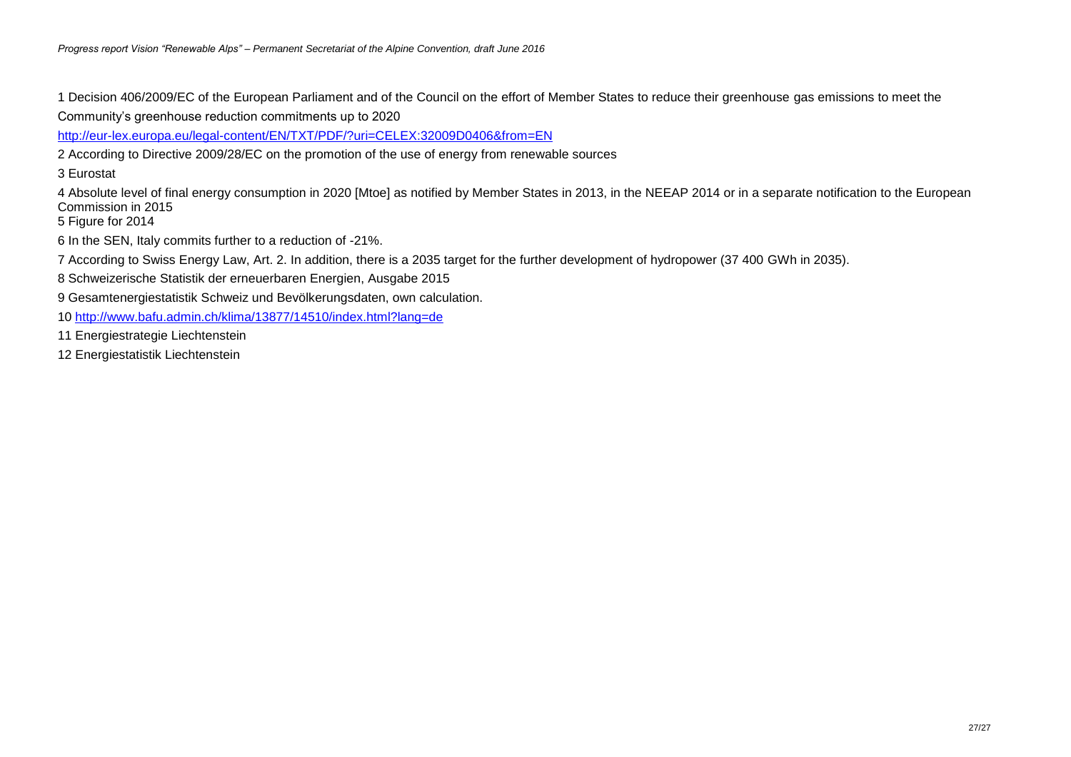1 Decision 406/2009/EC of the European Parliament and of the Council on the effort of Member States to reduce their greenhouse gas emissions to meet the Community's greenhouse reduction commitments up to 2020

http://eur-lex.europa.eu/legal-content/EN/TXT/PDF/?uri=CELEX:32009D0406&from=EN

2 According to Directive 2009/28/EC on the promotion of the use of energy from renewable sources

3 Eurostat

4 Absolute level of final energy consumption in 2020 [Mtoe] as notified by Member States in 2013, in the NEEAP 2014 or in a separate notification to the European Commission in 2015

5 Figure for 2014

6 In the SEN, Italy commits further to a reduction of -21%.

7 According to Swiss Energy Law, Art. 2. In addition, there is a 2035 target for the further development of hydropower (37 400 GWh in 2035).

8 Schweizerische Statistik der erneuerbaren Energien, Ausgabe 2015

9 Gesamtenergiestatistik Schweiz und Bevölkerungsdaten, own calculation.

10 http://www.bafu.admin.ch/klima/13877/14510/index.html?lang=de

11 Energiestrategie Liechtenstein

12 Energiestatistik Liechtenstein